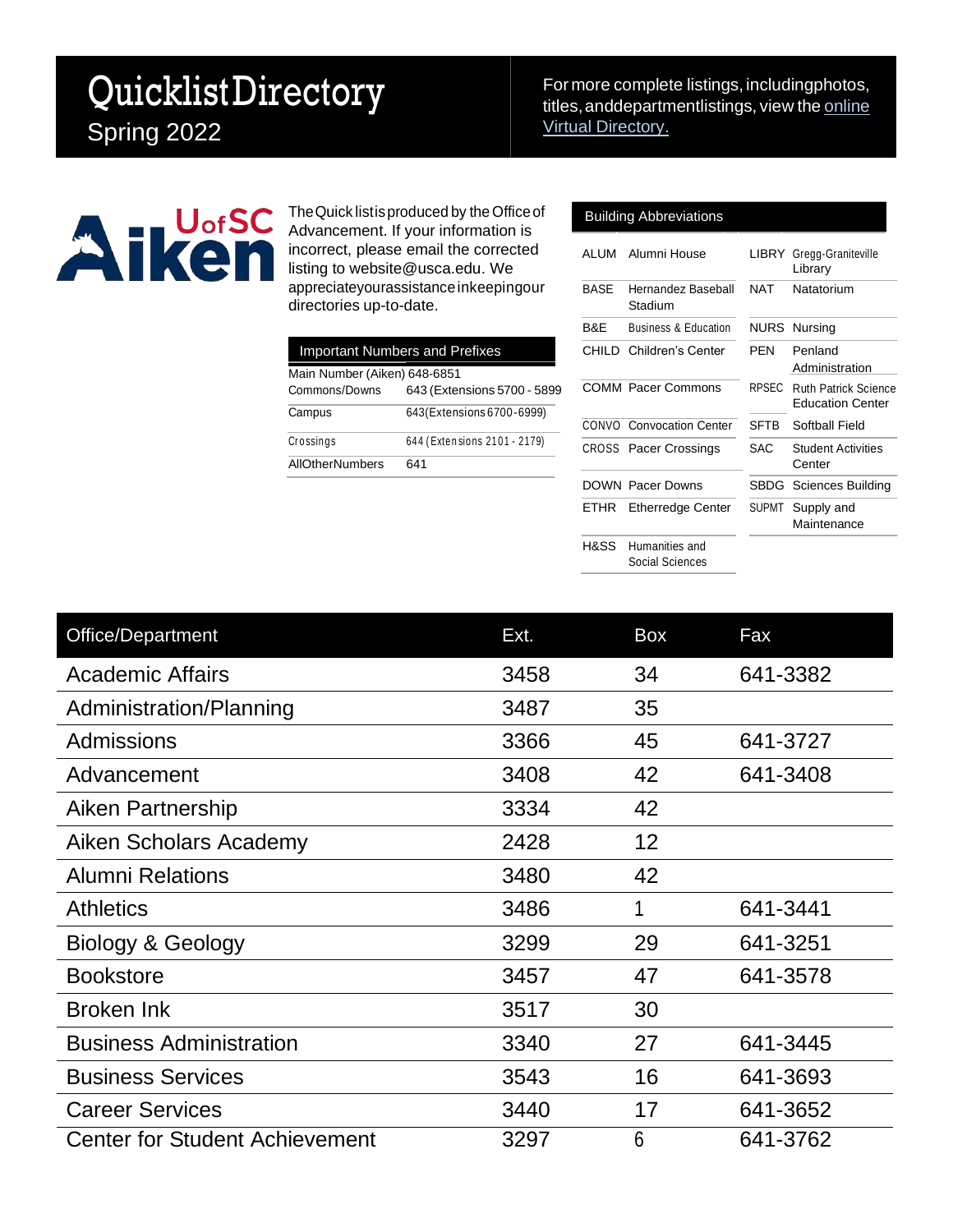# Quicklist Directory

Spring 2022

For more complete listings, including photos, titles, and department listings, view the online Virtual Directory.

UofSC Aiken

The Quicklist is produced by the Office of Advancement. If your information is incorrect, please email the corrected listing to website@usca.edu. We appreciate your assistance in keeping our directories up-to-date.

## Important Numbers and Prefixes

| Important Numbers and Prefixes | |
|---|---|
| Main Number (Aiken) 648-6851 | |
| Commons/Downs | 643 (Extensions 5700 - 5899 |
| Campus | 643 (Extensions 6700-6999) |
| Crossings | 644 (Extensions 2101 - 2179) |
| All Other Numbers | 641 |

## Building Abbreviations

| Abbreviation | Building | Abbreviation | Building |
|---|---|---|---|
| ALUM | Alumni House | LIBRY | Gregg-Graniteville Library |
| BASE | Hernandez Baseball Stadium | NAT | Natatorium |
| B&E | Business & Education | NURS | Nursing |
| CHILD | Children's Center | PEN | Penland Administration |
| COMM | Pacer Commons | RPSEC | Ruth Patrick Science Education Center |
| CONVO | Convocation Center | SFTB | Softball Field |
| CROSS | Pacer Crossings | SAC | Student Activities Center |
| DOWN | Pacer Downs | SBDG | Sciences Building |
| ETHR | Etherredge Center | SUPMT | Supply and Maintenance |
| H&SS | Humanities and Social Sciences | | |

| Office/Department | Ext. | Box | Fax |
|---|---|---|---|
| Academic Affairs | 3458 | 34 | 641-3382 |
| Administration/Planning | 3487 | 35 | |
| Admissions | 3366 | 45 | 641-3727 |
| Advancement | 3408 | 42 | 641-3408 |
| Aiken Partnership | 3334 | 42 | |
| Aiken Scholars Academy | 2428 | 12 | |
| Alumni Relations | 3480 | 42 | |
| Athletics | 3486 | 1 | 641-3441 |
| Biology & Geology | 3299 | 29 | 641-3251 |
| Bookstore | 3457 | 47 | 641-3578 |
| Broken Ink | 3517 | 30 | |
| Business Administration | 3340 | 27 | 641-3445 |
| Business Services | 3543 | 16 | 641-3693 |
| Career Services | 3440 | 17 | 641-3652 |
| Center for Student Achievement | 3297 | 6 | 641-3762 |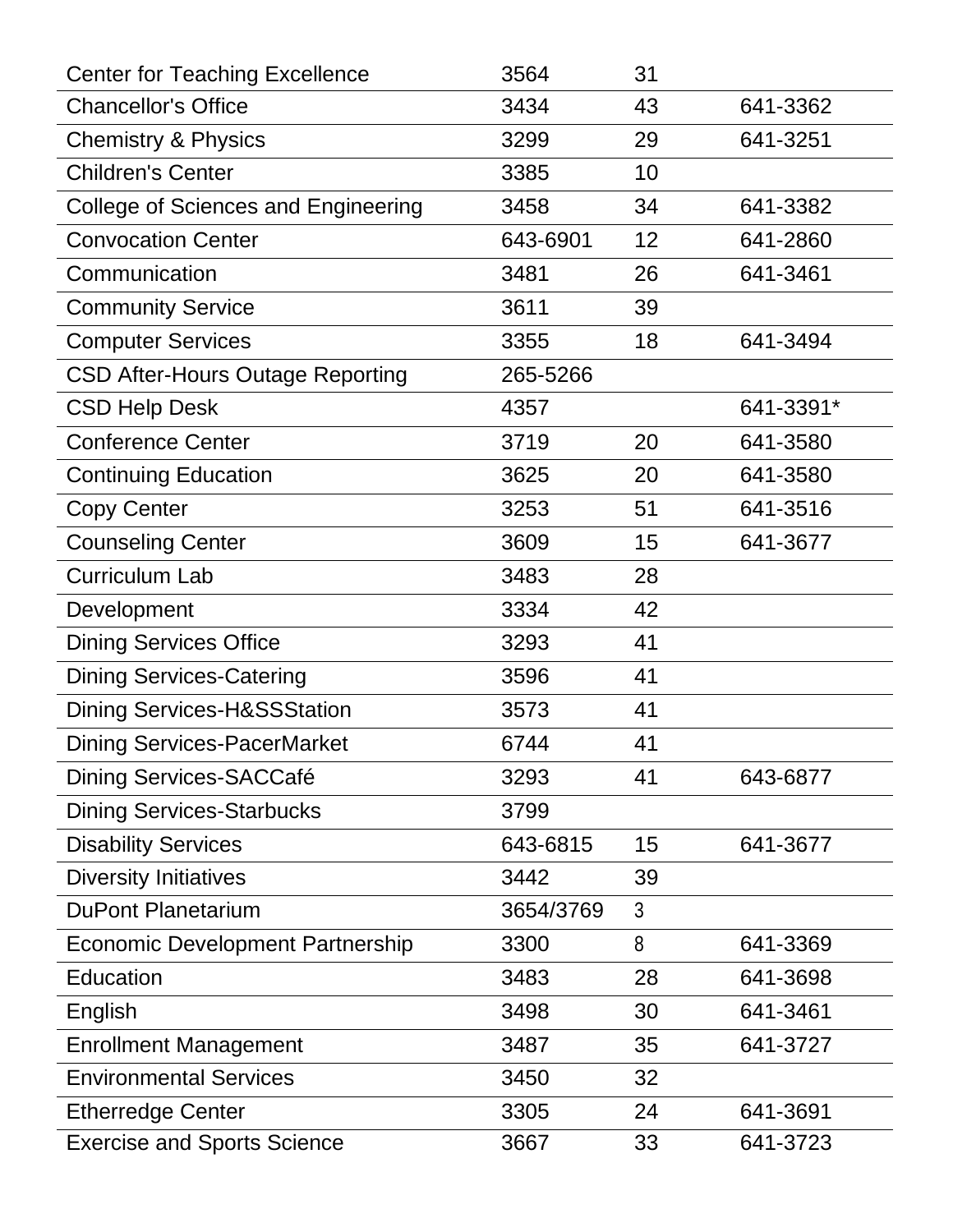| | | | |
|---|---|---|---|
| Center for Teaching Excellence | 3564 | 31 | |
| Chancellor's Office | 3434 | 43 | 641-3362 |
| Chemistry & Physics | 3299 | 29 | 641-3251 |
| Children's Center | 3385 | 10 | |
| College of Sciences and Engineering | 3458 | 34 | 641-3382 |
| Convocation Center | 643-6901 | 12 | 641-2860 |
| Communication | 3481 | 26 | 641-3461 |
| Community Service | 3611 | 39 | |
| Computer Services | 3355 | 18 | 641-3494 |
| CSD After-Hours Outage Reporting | 265-5266 | | |
| CSD Help Desk | 4357 | | 641-3391* |
| Conference Center | 3719 | 20 | 641-3580 |
| Continuing Education | 3625 | 20 | 641-3580 |
| Copy Center | 3253 | 51 | 641-3516 |
| Counseling Center | 3609 | 15 | 641-3677 |
| Curriculum Lab | 3483 | 28 | |
| Development | 3334 | 42 | |
| Dining Services Office | 3293 | 41 | |
| Dining Services-Catering | 3596 | 41 | |
| Dining Services-H&SSStation | 3573 | 41 | |
| Dining Services-PacerMarket | 6744 | 41 | |
| Dining Services-SACCafé | 3293 | 41 | 643-6877 |
| Dining Services-Starbucks | 3799 | | |
| Disability Services | 643-6815 | 15 | 641-3677 |
| Diversity Initiatives | 3442 | 39 | |
| DuPont Planetarium | 3654/3769 | 3 | |
| Economic Development Partnership | 3300 | 8 | 641-3369 |
| Education | 3483 | 28 | 641-3698 |
| English | 3498 | 30 | 641-3461 |
| Enrollment Management | 3487 | 35 | 641-3727 |
| Environmental Services | 3450 | 32 | |
| Etherredge Center | 3305 | 24 | 641-3691 |
| Exercise and Sports Science | 3667 | 33 | 641-3723 |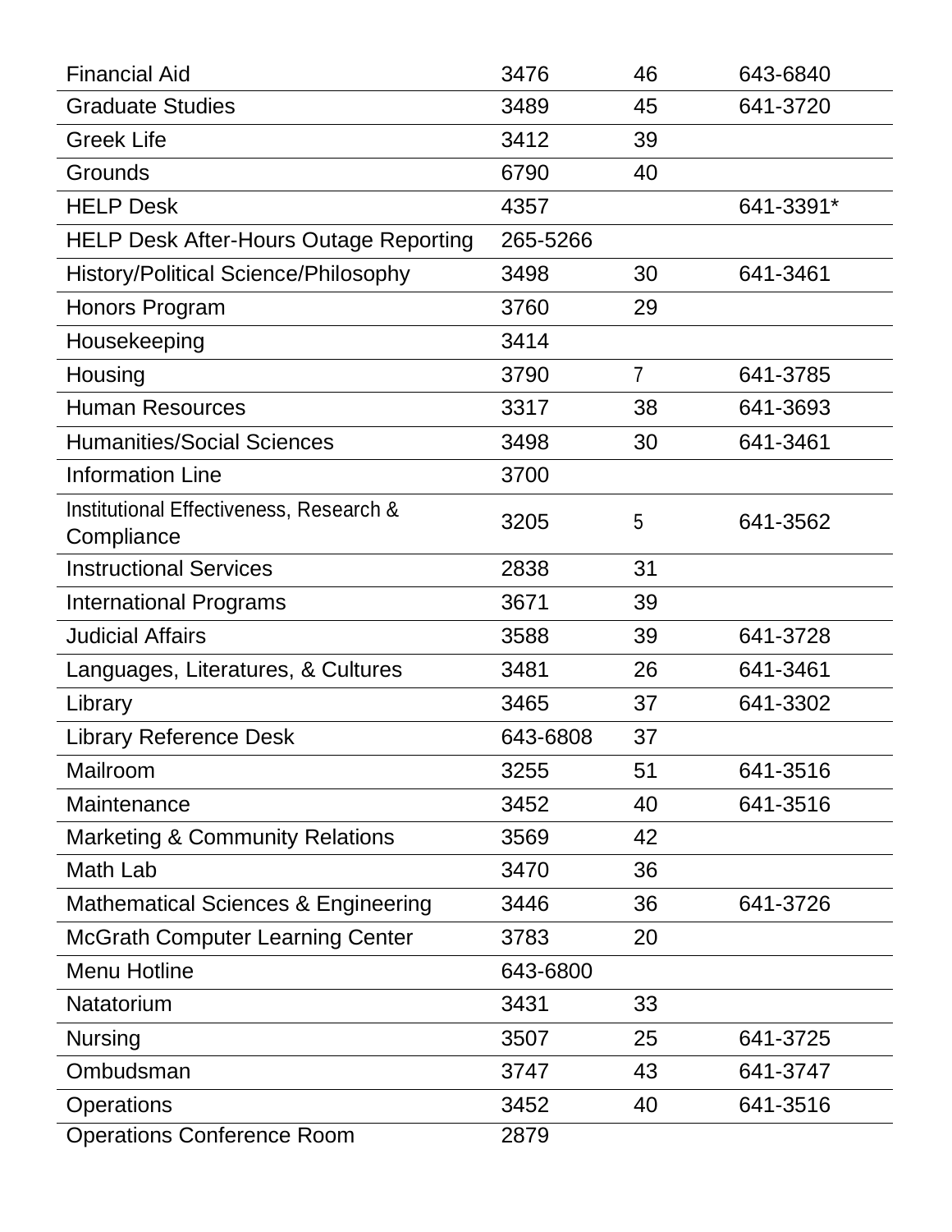| | | | |
|---|---|---|---|
| Financial Aid | 3476 | 46 | 643-6840 |
| Graduate Studies | 3489 | 45 | 641-3720 |
| Greek Life | 3412 | 39 | |
| Grounds | 6790 | 40 | |
| HELP Desk | 4357 | | 641-3391* |
| HELP Desk After-Hours Outage Reporting | 265-5266 | | |
| History/Political Science/Philosophy | 3498 | 30 | 641-3461 |
| Honors Program | 3760 | 29 | |
| Housekeeping | 3414 | | |
| Housing | 3790 | 7 | 641-3785 |
| Human Resources | 3317 | 38 | 641-3693 |
| Humanities/Social Sciences | 3498 | 30 | 641-3461 |
| Information Line | 3700 | | |
| Institutional Effectiveness, Research & Compliance | 3205 | 5 | 641-3562 |
| Instructional Services | 2838 | 31 | |
| International Programs | 3671 | 39 | |
| Judicial Affairs | 3588 | 39 | 641-3728 |
| Languages, Literatures, & Cultures | 3481 | 26 | 641-3461 |
| Library | 3465 | 37 | 641-3302 |
| Library Reference Desk | 643-6808 | 37 | |
| Mailroom | 3255 | 51 | 641-3516 |
| Maintenance | 3452 | 40 | 641-3516 |
| Marketing & Community Relations | 3569 | 42 | |
| Math Lab | 3470 | 36 | |
| Mathematical Sciences & Engineering | 3446 | 36 | 641-3726 |
| McGrath Computer Learning Center | 3783 | 20 | |
| Menu Hotline | 643-6800 | | |
| Natatorium | 3431 | 33 | |
| Nursing | 3507 | 25 | 641-3725 |
| Ombudsman | 3747 | 43 | 641-3747 |
| Operations | 3452 | 40 | 641-3516 |
| Operations Conference Room | 2879 | | |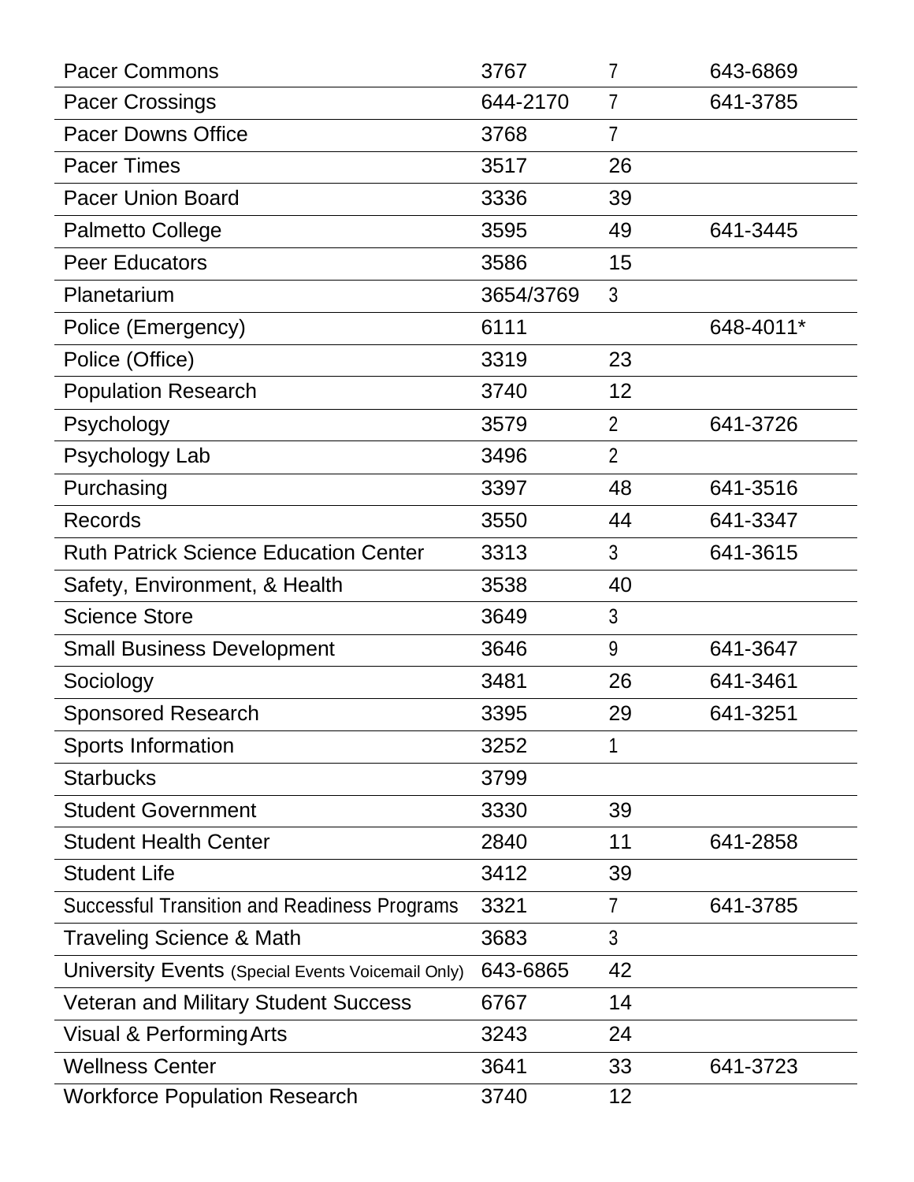| | | | |
|---|---|---|---|
| Pacer Commons | 3767 | 7 | 643-6869 |
| Pacer Crossings | 644-2170 | 7 | 641-3785 |
| Pacer Downs Office | 3768 | 7 | |
| Pacer Times | 3517 | 26 | |
| Pacer Union Board | 3336 | 39 | |
| Palmetto College | 3595 | 49 | 641-3445 |
| Peer Educators | 3586 | 15 | |
| Planetarium | 3654/3769 | 3 | |
| Police (Emergency) | 6111 | | 648-4011* |
| Police (Office) | 3319 | 23 | |
| Population Research | 3740 | 12 | |
| Psychology | 3579 | 2 | 641-3726 |
| Psychology Lab | 3496 | 2 | |
| Purchasing | 3397 | 48 | 641-3516 |
| Records | 3550 | 44 | 641-3347 |
| Ruth Patrick Science Education Center | 3313 | 3 | 641-3615 |
| Safety, Environment, & Health | 3538 | 40 | |
| Science Store | 3649 | 3 | |
| Small Business Development | 3646 | 9 | 641-3647 |
| Sociology | 3481 | 26 | 641-3461 |
| Sponsored Research | 3395 | 29 | 641-3251 |
| Sports Information | 3252 | 1 | |
| Starbucks | 3799 | | |
| Student Government | 3330 | 39 | |
| Student Health Center | 2840 | 11 | 641-2858 |
| Student Life | 3412 | 39 | |
| Successful Transition and Readiness Programs | 3321 | 7 | 641-3785 |
| Traveling Science & Math | 3683 | 3 | |
| University Events (Special Events Voicemail Only) | 643-6865 | 42 | |
| Veteran and Military Student Success | 6767 | 14 | |
| Visual & Performing Arts | 3243 | 24 | |
| Wellness Center | 3641 | 33 | 641-3723 |
| Workforce Population Research | 3740 | 12 | |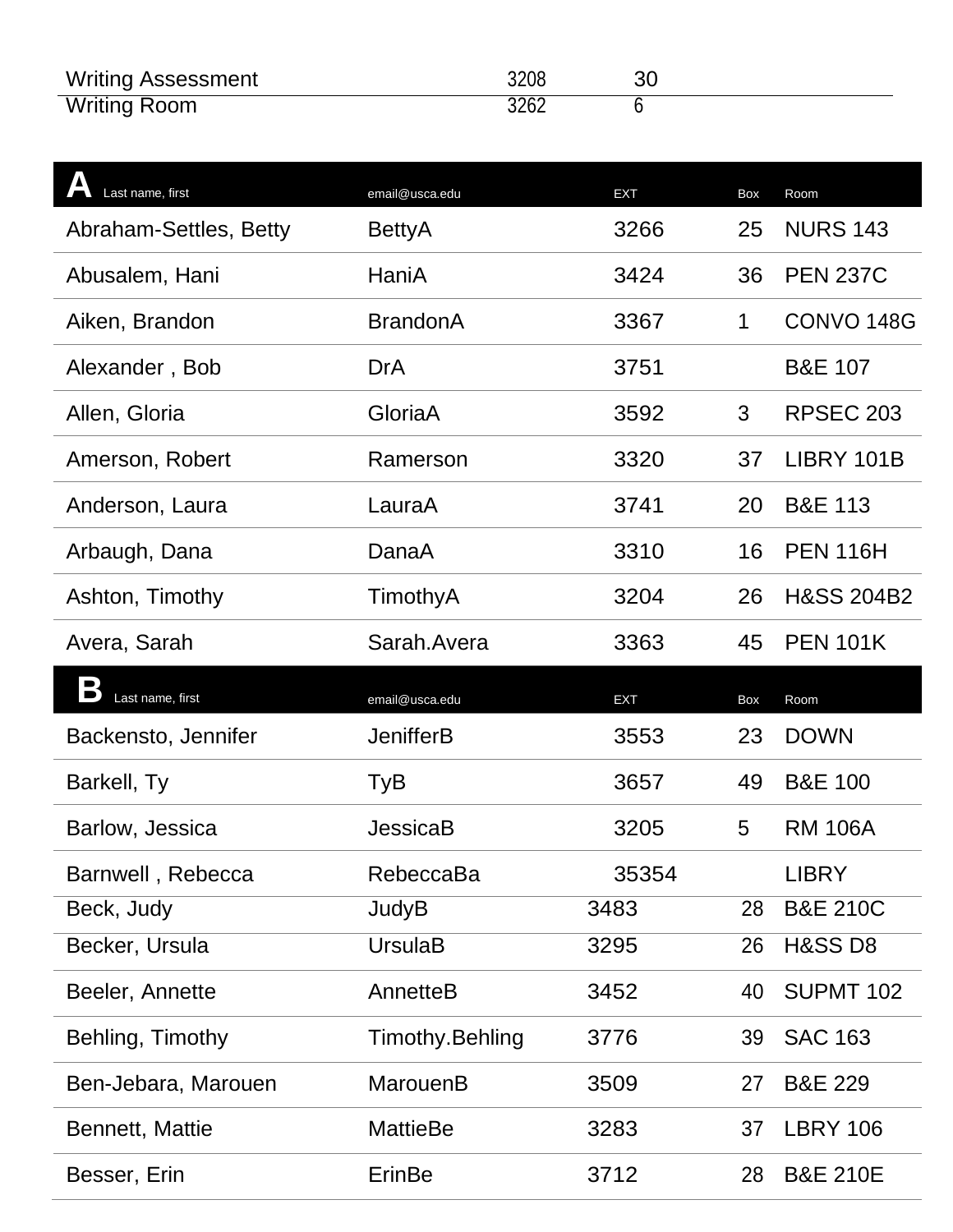| Writing Assessment | 3208 | 30 |
|---|---|---|
| Writing Room | 3262 | 6 |

| A Last name, first | email@usca.edu | EXT | Box | Room |
|---|---|---|---|---|
| Abraham-Settles, Betty | BettyA | 3266 | 25 | NURS 143 |
| Abusalem, Hani | HaniA | 3424 | 36 | PEN 237C |
| Aiken, Brandon | BrandonA | 3367 | 1 | CONVO 148G |
| Alexander , Bob | DrA | 3751 | | B&E 107 |
| Allen, Gloria | GloriaA | 3592 | 3 | RPSEC 203 |
| Amerson, Robert | Ramerson | 3320 | 37 | LIBRY 101B |
| Anderson, Laura | LauraA | 3741 | 20 | B&E 113 |
| Arbaugh, Dana | DanaA | 3310 | 16 | PEN 116H |
| Ashton, Timothy | TimothyA | 3204 | 26 | H&SS 204B2 |
| Avera, Sarah | Sarah.Avera | 3363 | 45 | PEN 101K |

| B Last name, first | email@usca.edu | EXT | Box | Room |
|---|---|---|---|---|
| Backensto, Jennifer | JenifferB | 3553 | 23 | DOWN |
| Barkell, Ty | TyB | 3657 | 49 | B&E 100 |
| Barlow, Jessica | JessicaB | 3205 | 5 | RM 106A |
| Barnwell , Rebecca | RebeccaBa | 35354 | | LIBRY |
| Beck, Judy | JudyB | 3483 | 28 | B&E 210C |
| Becker, Ursula | UrsulaB | 3295 | 26 | H&SS D8 |
| Beeler, Annette | AnnetteB | 3452 | 40 | SUPMT 102 |
| Behling, Timothy | Timothy.Behling | 3776 | 39 | SAC 163 |
| Ben-Jebara, Marouen | MarouenB | 3509 | 27 | B&E 229 |
| Bennett, Mattie | MattieBe | 3283 | 37 | LBRY 106 |
| Besser, Erin | ErinBe | 3712 | 28 | B&E 210E |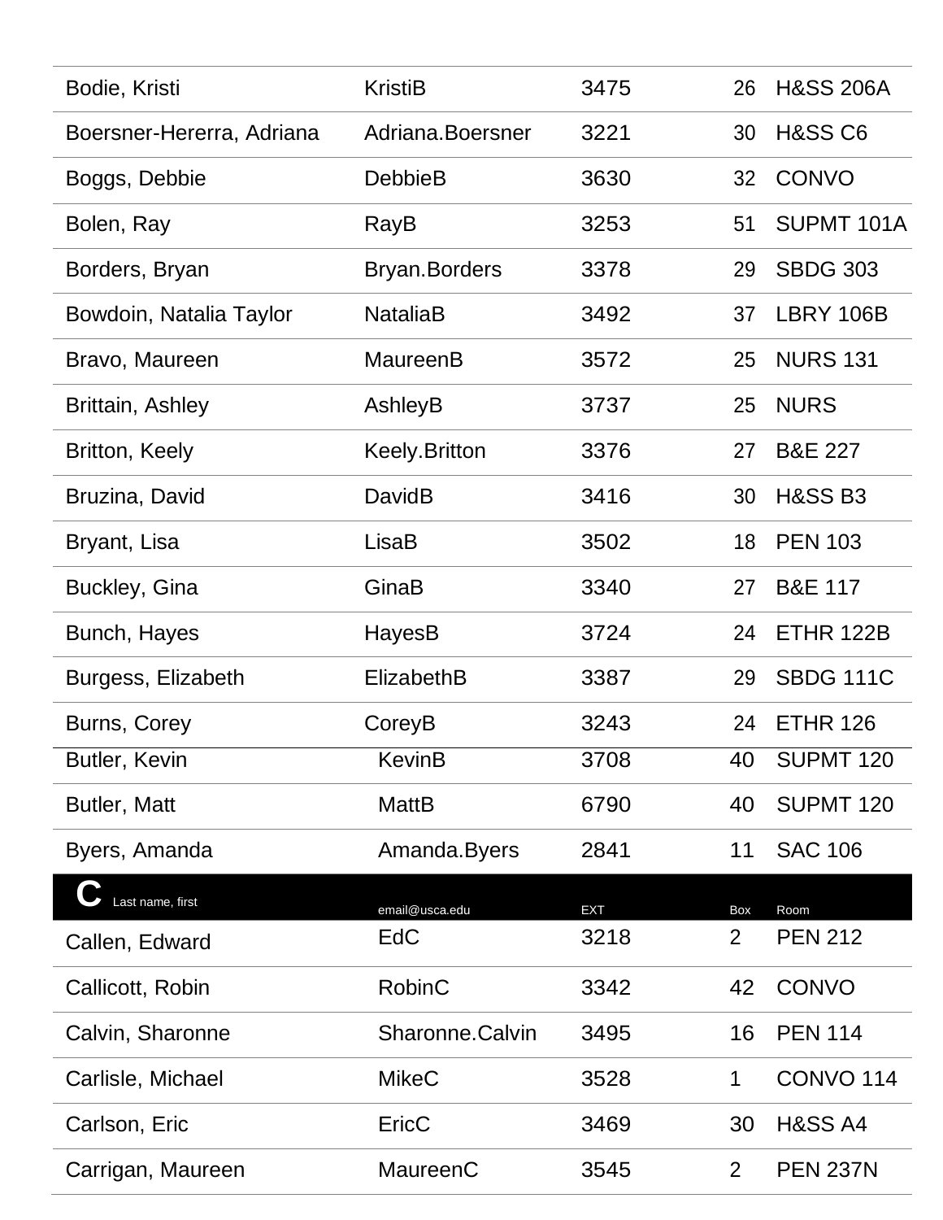| | | | | |
|---|---|---|---|---|
| Bodie, Kristi | KristiB | 3475 | 26 | H&SS 206A |
| Boersner-Hererra, Adriana | Adriana.Boersner | 3221 | 30 | H&SS C6 |
| Boggs, Debbie | DebbieB | 3630 | 32 | CONVO |
| Bolen, Ray | RayB | 3253 | 51 | SUPMT 101A |
| Borders, Bryan | Bryan.Borders | 3378 | 29 | SBDG 303 |
| Bowdoin, Natalia Taylor | NataliaB | 3492 | 37 | LBRY 106B |
| Bravo, Maureen | MaureenB | 3572 | 25 | NURS 131 |
| Brittain, Ashley | AshleyB | 3737 | 25 | NURS |
| Britton, Keely | Keely.Britton | 3376 | 27 | B&E 227 |
| Bruzina, David | DavidB | 3416 | 30 | H&SS B3 |
| Bryant, Lisa | LisaB | 3502 | 18 | PEN 103 |
| Buckley, Gina | GinaB | 3340 | 27 | B&E 117 |
| Bunch, Hayes | HayesB | 3724 | 24 | ETHR 122B |
| Burgess, Elizabeth | ElizabethB | 3387 | 29 | SBDG 111C |
| Burns, Corey | CoreyB | 3243 | 24 | ETHR 126 |
| Butler, Kevin | KevinB | 3708 | 40 | SUPMT 120 |
| Butler, Matt | MattB | 6790 | 40 | SUPMT 120 |
| Byers, Amanda | Amanda.Byers | 2841 | 11 | SAC 106 |

## C

| Last name, first | email@usca.edu | EXT | Box | Room |
|---|---|---|---|---|
| Callen, Edward | EdC | 3218 | 2 | PEN 212 |
| Callicott, Robin | RobinC | 3342 | 42 | CONVO |
| Calvin, Sharonne | Sharonne.Calvin | 3495 | 16 | PEN 114 |
| Carlisle, Michael | MikeC | 3528 | 1 | CONVO 114 |
| Carlson, Eric | EricC | 3469 | 30 | H&SS A4 |
| Carrigan, Maureen | MaureenC | 3545 | 2 | PEN 237N |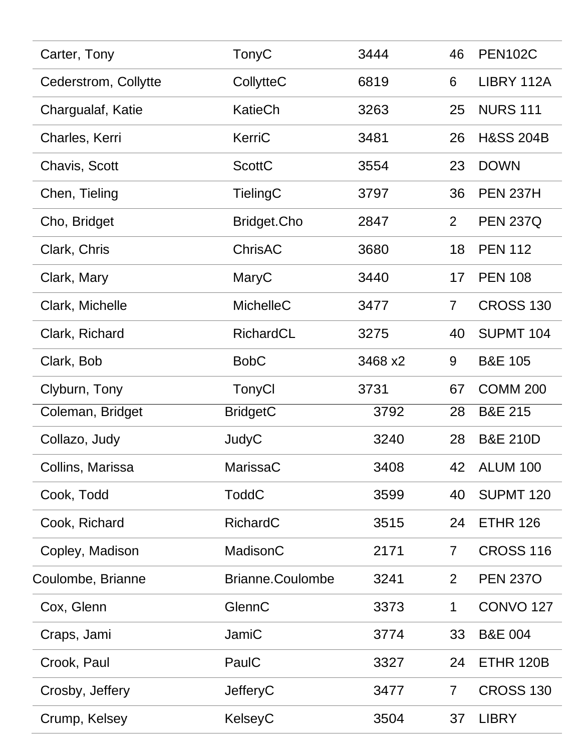| | | | | |
|---|---|---|---|---|
| Carter, Tony | TonyC | 3444 | 46 | PEN102C |
| Cederstrom, Collytte | CollytteC | 6819 | 6 | LIBRY 112A |
| Chargualaf, Katie | KatieCh | 3263 | 25 | NURS 111 |
| Charles, Kerri | KerriC | 3481 | 26 | H&SS 204B |
| Chavis, Scott | ScottC | 3554 | 23 | DOWN |
| Chen, Tieling | TielingC | 3797 | 36 | PEN 237H |
| Cho, Bridget | Bridget.Cho | 2847 | 2 | PEN 237Q |
| Clark, Chris | ChrisAC | 3680 | 18 | PEN 112 |
| Clark, Mary | MaryC | 3440 | 17 | PEN 108 |
| Clark, Michelle | MichelleC | 3477 | 7 | CROSS 130 |
| Clark, Richard | RichardCL | 3275 | 40 | SUPMT 104 |
| Clark, Bob | BobC | 3468 x2 | 9 | B&E 105 |
| Clyburn, Tony | TonyCl | 3731 | 67 | COMM 200 |
| Coleman, Bridget | BridgetC | 3792 | 28 | B&E 215 |
| Collazo, Judy | JudyC | 3240 | 28 | B&E 210D |
| Collins, Marissa | MarissaC | 3408 | 42 | ALUM 100 |
| Cook, Todd | ToddC | 3599 | 40 | SUPMT 120 |
| Cook, Richard | RichardC | 3515 | 24 | ETHR 126 |
| Copley, Madison | MadisonC | 2171 | 7 | CROSS 116 |
| Coulombe, Brianne | Brianne.Coulombe | 3241 | 2 | PEN 237O |
| Cox, Glenn | GlennC | 3373 | 1 | CONVO 127 |
| Craps, Jami | JamiC | 3774 | 33 | B&E 004 |
| Crook, Paul | PaulC | 3327 | 24 | ETHR 120B |
| Crosby, Jeffery | JefferyC | 3477 | 7 | CROSS 130 |
| Crump, Kelsey | KelseyC | 3504 | 37 | LIBRY |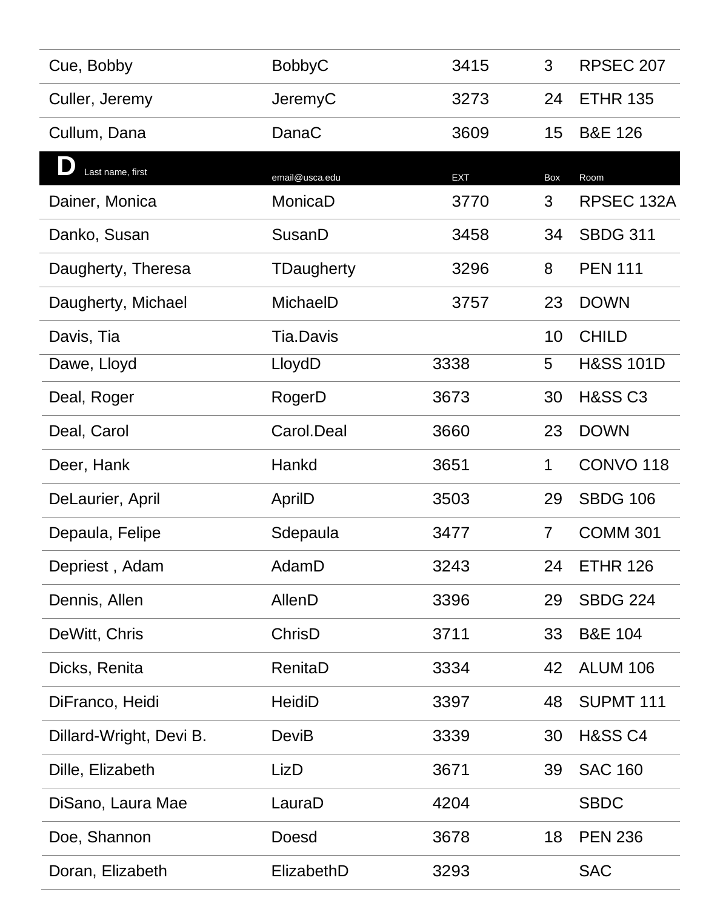| | | | | |
|---|---|---|---|---|
| Cue, Bobby | BobbyC | 3415 | 3 | RPSEC 207 |
| Culler, Jeremy | JeremyC | 3273 | 24 | ETHR 135 |
| Cullum, Dana | DanaC | 3609 | 15 | B&E 126 |

| **D** Last name, first | email@usca.edu | EXT | Box | Room |
|---|---|---|---|---|
| Dainer, Monica | MonicaD | 3770 | 3 | RPSEC 132A |
| Danko, Susan | SusanD | 3458 | 34 | SBDG 311 |
| Daugherty, Theresa | TDaugherty | 3296 | 8 | PEN 111 |
| Daugherty, Michael | MichaelD | 3757 | 23 | DOWN |
| Davis, Tia | Tia.Davis | | 10 | CHILD |
| Dawe, Lloyd | LloydD | 3338 | 5 | H&SS 101D |
| Deal, Roger | RogerD | 3673 | 30 | H&SS C3 |
| Deal, Carol | Carol.Deal | 3660 | 23 | DOWN |
| Deer, Hank | Hankd | 3651 | 1 | CONVO 118 |
| DeLaurier, April | AprilD | 3503 | 29 | SBDG 106 |
| Depaula, Felipe | Sdepaula | 3477 | 7 | COMM 301 |
| Depriest , Adam | AdamD | 3243 | 24 | ETHR 126 |
| Dennis, Allen | AllenD | 3396 | 29 | SBDG 224 |
| DeWitt, Chris | ChrisD | 3711 | 33 | B&E 104 |
| Dicks, Renita | RenitaD | 3334 | 42 | ALUM 106 |
| DiFranco, Heidi | HeidiD | 3397 | 48 | SUPMT 111 |
| Dillard-Wright, Devi B. | DeviB | 3339 | 30 | H&SS C4 |
| Dille, Elizabeth | LizD | 3671 | 39 | SAC 160 |
| DiSano, Laura Mae | LauraD | 4204 | | SBDC |
| Doe, Shannon | Doesd | 3678 | 18 | PEN 236 |
| Doran, Elizabeth | ElizabethD | 3293 | | SAC |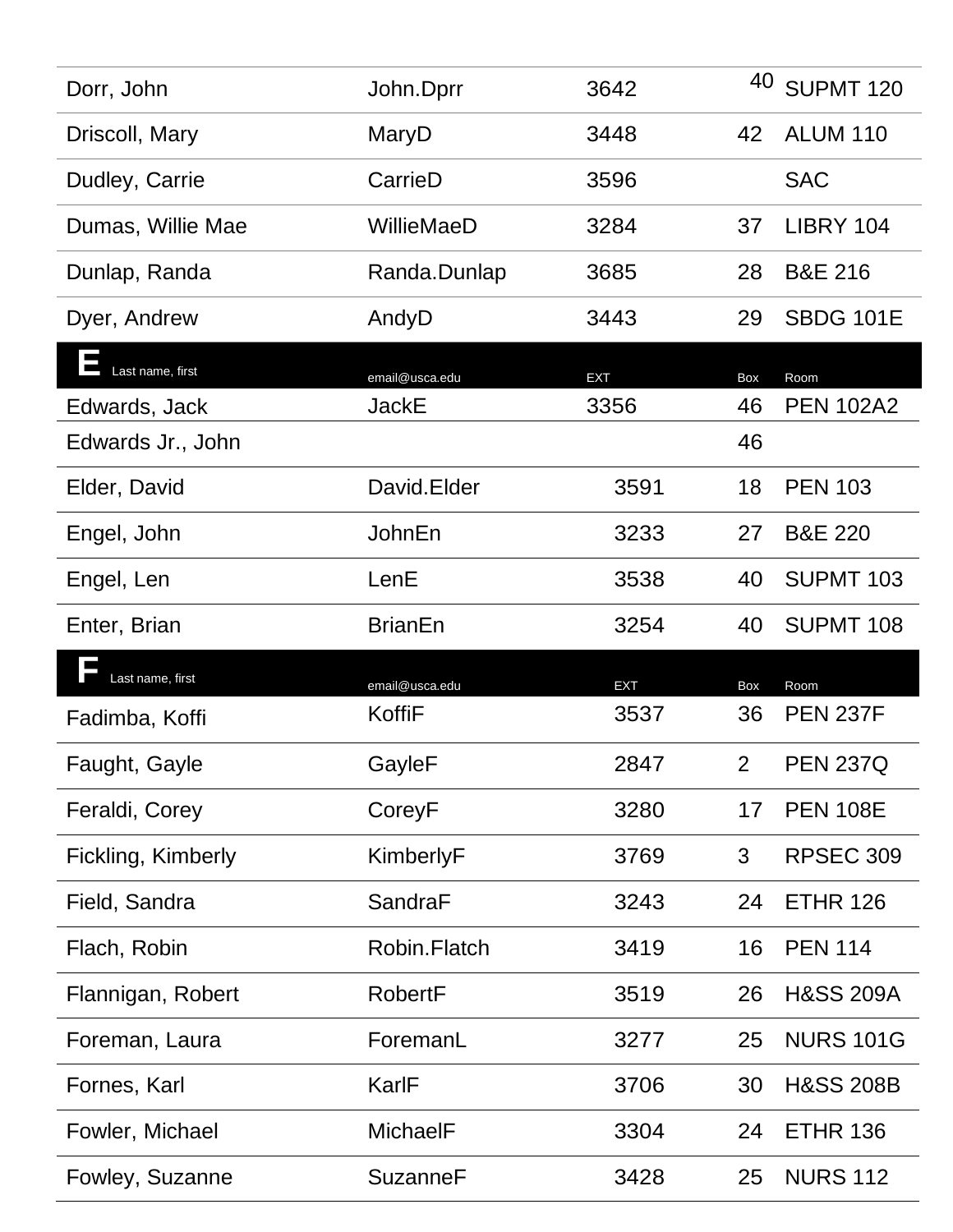| Last name, first | email@usca.edu | EXT | Box | Room |
|---|---|---|---|---|
| Dorr, John | John.Dprr | 3642 | 40 | SUPMT 120 |
| Driscoll, Mary | MaryD | 3448 | 42 | ALUM 110 |
| Dudley, Carrie | CarrieD | 3596 | | SAC |
| Dumas, Willie Mae | WillieMaeD | 3284 | 37 | LIBRY 104 |
| Dunlap, Randa | Randa.Dunlap | 3685 | 28 | B&E 216 |
| Dyer, Andrew | AndyD | 3443 | 29 | SBDG 101E |

## E

| Last name, first | email@usca.edu | EXT | Box | Room |
|---|---|---|---|---|
| Edwards, Jack | JackE | 3356 | 46 | PEN 102A2 |
| Edwards Jr., John | | | 46 | |
| Elder, David | David.Elder | 3591 | 18 | PEN 103 |
| Engel, John | JohnEn | 3233 | 27 | B&E 220 |
| Engel, Len | LenE | 3538 | 40 | SUPMT 103 |
| Enter, Brian | BrianEn | 3254 | 40 | SUPMT 108 |

## F

| Last name, first | email@usca.edu | EXT | Box | Room |
|---|---|---|---|---|
| Fadimba, Koffi | KoffiF | 3537 | 36 | PEN 237F |
| Faught, Gayle | GayleF | 2847 | 2 | PEN 237Q |
| Feraldi, Corey | CoreyF | 3280 | 17 | PEN 108E |
| Fickling, Kimberly | KimberlyF | 3769 | 3 | RPSEC 309 |
| Field, Sandra | SandraF | 3243 | 24 | ETHR 126 |
| Flach, Robin | Robin.Flatch | 3419 | 16 | PEN 114 |
| Flannigan, Robert | RobertF | 3519 | 26 | H&SS 209A |
| Foreman, Laura | ForemanL | 3277 | 25 | NURS 101G |
| Fornes, Karl | KarlF | 3706 | 30 | H&SS 208B |
| Fowler, Michael | MichaelF | 3304 | 24 | ETHR 136 |
| Fowley, Suzanne | SuzanneF | 3428 | 25 | NURS 112 |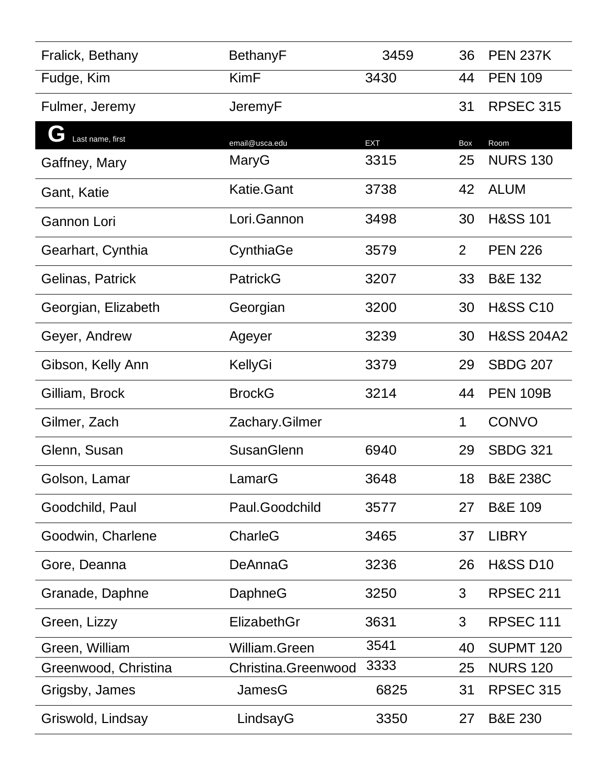| | | | | |
|---|---|---|---|---|
| Fralick, Bethany | BethanyF | 3459 | 36 | PEN 237K |
| Fudge, Kim | KimF | 3430 | 44 | PEN 109 |
| Fulmer, Jeremy | JeremyF | | 31 | RPSEC 315 |

| G Last name, first | email@usca.edu | EXT | Box | Room |
|---|---|---|---|---|
| Gaffney, Mary | MaryG | 3315 | 25 | NURS 130 |
| Gant, Katie | Katie.Gant | 3738 | 42 | ALUM |
| Gannon Lori | Lori.Gannon | 3498 | 30 | H&SS 101 |
| Gearhart, Cynthia | CynthiaGe | 3579 | 2 | PEN 226 |
| Gelinas, Patrick | PatrickG | 3207 | 33 | B&E 132 |
| Georgian, Elizabeth | Georgian | 3200 | 30 | H&SS C10 |
| Geyer, Andrew | Ageyer | 3239 | 30 | H&SS 204A2 |
| Gibson, Kelly Ann | KellyGi | 3379 | 29 | SBDG 207 |
| Gilliam, Brock | BrockG | 3214 | 44 | PEN 109B |
| Gilmer, Zach | Zachary.Gilmer | | 1 | CONVO |
| Glenn, Susan | SusanGlenn | 6940 | 29 | SBDG 321 |
| Golson, Lamar | LamarG | 3648 | 18 | B&E 238C |
| Goodchild, Paul | Paul.Goodchild | 3577 | 27 | B&E 109 |
| Goodwin, Charlene | CharleG | 3465 | 37 | LIBRY |
| Gore, Deanna | DeAnnaG | 3236 | 26 | H&SS D10 |
| Granade, Daphne | DaphneG | 3250 | 3 | RPSEC 211 |
| Green, Lizzy | ElizabethGr | 3631 | 3 | RPSEC 111 |
| Green, William | William.Green | 3541 | 40 | SUPMT 120 |
| Greenwood, Christina | Christina.Greenwood | 3333 | 25 | NURS 120 |
| Grigsby, James | JamesG | 6825 | 31 | RPSEC 315 |
| Griswold, Lindsay | LindsayG | 3350 | 27 | B&E 230 |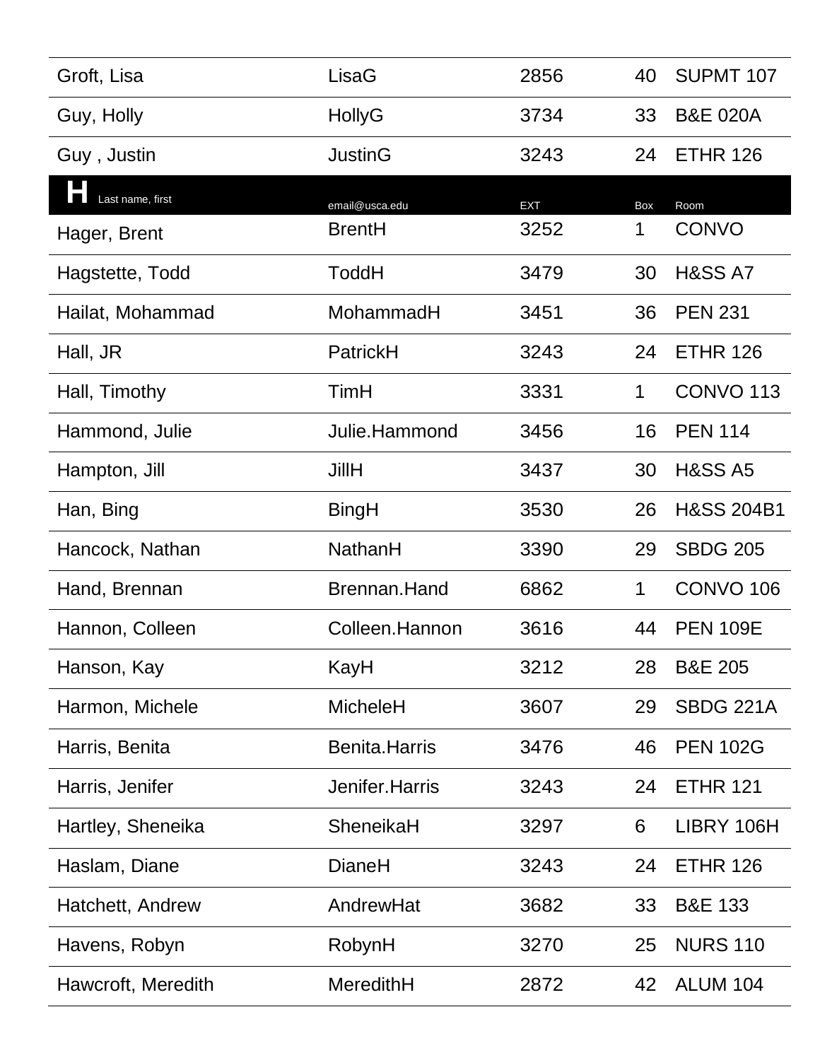| | | | | |
|---|---|---|---|---|
| Groft, Lisa | LisaG | 2856 | 40 | SUPMT 107 |
| Guy, Holly | HollyG | 3734 | 33 | B&E 020A |
| Guy , Justin | JustinG | 3243 | 24 | ETHR 126 |

## H

| Last name, first | email@usca.edu | EXT | Box | Room |
|---|---|---|---|---|
| Hager, Brent | BrentH | 3252 | 1 | CONVO |
| Hagstette, Todd | ToddH | 3479 | 30 | H&SS A7 |
| Hailat, Mohammad | MohammadH | 3451 | 36 | PEN 231 |
| Hall, JR | PatrickH | 3243 | 24 | ETHR 126 |
| Hall, Timothy | TimH | 3331 | 1 | CONVO 113 |
| Hammond, Julie | Julie.Hammond | 3456 | 16 | PEN 114 |
| Hampton, Jill | JillH | 3437 | 30 | H&SS A5 |
| Han, Bing | BingH | 3530 | 26 | H&SS 204B1 |
| Hancock, Nathan | NathanH | 3390 | 29 | SBDG 205 |
| Hand, Brennan | Brennan.Hand | 6862 | 1 | CONVO 106 |
| Hannon, Colleen | Colleen.Hannon | 3616 | 44 | PEN 109E |
| Hanson, Kay | KayH | 3212 | 28 | B&E 205 |
| Harmon, Michele | MicheleH | 3607 | 29 | SBDG 221A |
| Harris, Benita | Benita.Harris | 3476 | 46 | PEN 102G |
| Harris, Jenifer | Jenifer.Harris | 3243 | 24 | ETHR 121 |
| Hartley, Sheneika | SheneikaH | 3297 | 6 | LIBRY 106H |
| Haslam, Diane | DianeH | 3243 | 24 | ETHR 126 |
| Hatchett, Andrew | AndrewHat | 3682 | 33 | B&E 133 |
| Havens, Robyn | RobynH | 3270 | 25 | NURS 110 |
| Hawcroft, Meredith | MeredithH | 2872 | 42 | ALUM 104 |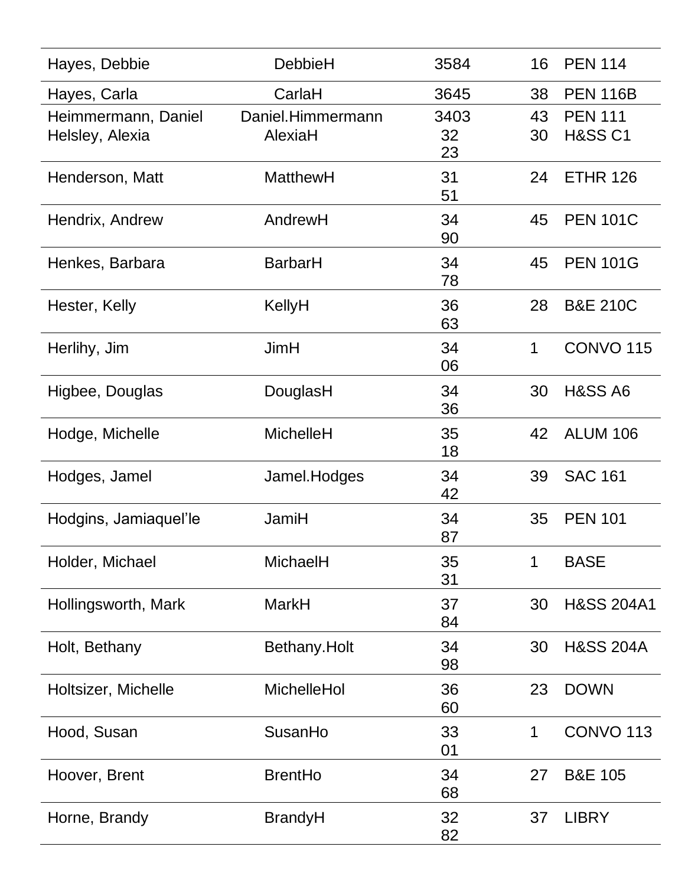| | | | | |
|---|---|---|---|---|
| Hayes, Debbie | DebbieH | 3584 | 16 | PEN 114 |
| Hayes, Carla | CarlaH | 3645 | 38 | PEN 116B |
| Heimmermann, Daniel | Daniel.Himmermann | 3403 | 43 | PEN 111 |
| Helsley, Alexia | AlexiaH | 3223 | 30 | H&SS C1 |
| Henderson, Matt | MatthewH | 3151 | 24 | ETHR 126 |
| Hendrix, Andrew | AndrewH | 3490 | 45 | PEN 101C |
| Henkes, Barbara | BarbarH | 3478 | 45 | PEN 101G |
| Hester, Kelly | KellyH | 3663 | 28 | B&E 210C |
| Herlihy, Jim | JimH | 3406 | 1 | CONVO 115 |
| Higbee, Douglas | DouglasH | 3436 | 30 | H&SS A6 |
| Hodge, Michelle | MichelleH | 3518 | 42 | ALUM 106 |
| Hodges, Jamel | Jamel.Hodges | 3442 | 39 | SAC 161 |
| Hodgins, Jamiaquel’le | JamiH | 3487 | 35 | PEN 101 |
| Holder, Michael | MichaelH | 3531 | 1 | BASE |
| Hollingsworth, Mark | MarkH | 3784 | 30 | H&SS 204A1 |
| Holt, Bethany | Bethany.Holt | 3498 | 30 | H&SS 204A |
| Holtsizer, Michelle | MichelleHol | 3660 | 23 | DOWN |
| Hood, Susan | SusanHo | 3301 | 1 | CONVO 113 |
| Hoover, Brent | BrentHo | 3468 | 27 | B&E 105 |
| Horne, Brandy | BrandyH | 3282 | 37 | LIBRY |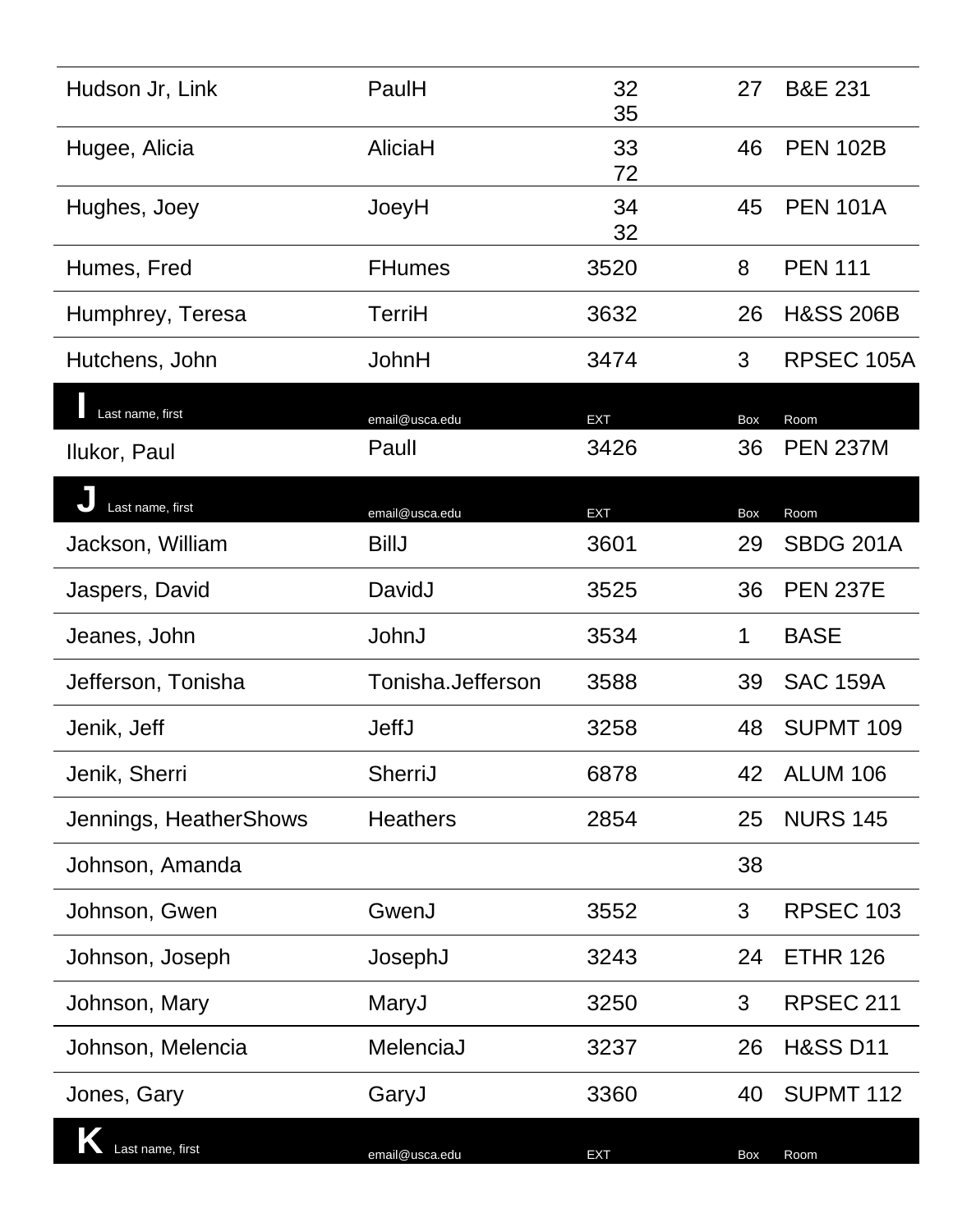| Last name, first | email@usca.edu | EXT | Box | Room |
|---|---|---|---|---|
| Hudson Jr, Link | PaulH | 3235 | 27 | B&E 231 |
| Hugee, Alicia | AliciaH | 3372 | 46 | PEN 102B |
| Hughes, Joey | JoeyH | 3432 | 45 | PEN 101A |
| Humes, Fred | FHumes | 3520 | 8 | PEN 111 |
| Humphrey, Teresa | TerriH | 3632 | 26 | H&SS 206B |
| Hutchens, John | JohnH | 3474 | 3 | RPSEC 105A |

## I

| Last name, first | email@usca.edu | EXT | Box | Room |
|---|---|---|---|---|
| Ilukor, Paul | PaulI | 3426 | 36 | PEN 237M |

## J

| Last name, first | email@usca.edu | EXT | Box | Room |
|---|---|---|---|---|
| Jackson, William | BillJ | 3601 | 29 | SBDG 201A |
| Jaspers, David | DavidJ | 3525 | 36 | PEN 237E |
| Jeanes, John | JohnJ | 3534 | 1 | BASE |
| Jefferson, Tonisha | Tonisha.Jefferson | 3588 | 39 | SAC 159A |
| Jenik, Jeff | JeffJ | 3258 | 48 | SUPMT 109 |
| Jenik, Sherri | SherriJ | 6878 | 42 | ALUM 106 |
| Jennings, HeatherShows | Heathers | 2854 | 25 | NURS 145 |
| Johnson, Amanda | | | 38 | |
| Johnson, Gwen | GwenJ | 3552 | 3 | RPSEC 103 |
| Johnson, Joseph | JosephJ | 3243 | 24 | ETHR 126 |
| Johnson, Mary | MaryJ | 3250 | 3 | RPSEC 211 |
| Johnson, Melencia | MelenciaJ | 3237 | 26 | H&SS D11 |
| Jones, Gary | GaryJ | 3360 | 40 | SUPMT 112 |

## K

| Last name, first | email@usca.edu | EXT | Box | Room |
|---|---|---|---|---|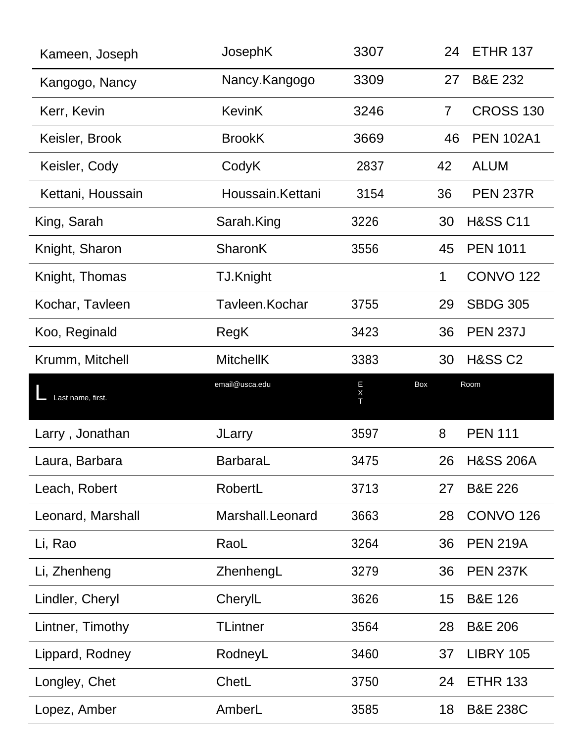| | | | | |
|---|---|---|---|---|
| Kameen, Joseph | JosephK | 3307 | 24 | ETHR 137 |
| Kangogo, Nancy | Nancy.Kangogo | 3309 | 27 | B&E 232 |
| Kerr, Kevin | KevinK | 3246 | 7 | CROSS 130 |
| Keisler, Brook | BrookK | 3669 | 46 | PEN 102A1 |
| Keisler, Cody | CodyK | 2837 | 42 | ALUM |
| Kettani, Houssain | Houssain.Kettani | 3154 | 36 | PEN 237R |
| King, Sarah | Sarah.King | 3226 | 30 | H&SS C11 |
| Knight, Sharon | SharonK | 3556 | 45 | PEN 1011 |
| Knight, Thomas | TJ.Knight | | 1 | CONVO 122 |
| Kochar, Tavleen | Tavleen.Kochar | 3755 | 29 | SBDG 305 |
| Koo, Reginald | RegK | 3423 | 36 | PEN 237J |
| Krumm, Mitchell | MitchellK | 3383 | 30 | H&SS C2 |

| L Last name, first. | email@usca.edu | EXT | Box | Room |
|---|---|---|---|---|
| Larry , Jonathan | JLarry | 3597 | 8 | PEN 111 |
| Laura, Barbara | BarbaraL | 3475 | 26 | H&SS 206A |
| Leach, Robert | RobertL | 3713 | 27 | B&E 226 |
| Leonard, Marshall | Marshall.Leonard | 3663 | 28 | CONVO 126 |
| Li, Rao | RaoL | 3264 | 36 | PEN 219A |
| Li, Zhenheng | ZhenhengL | 3279 | 36 | PEN 237K |
| Lindler, Cheryl | CherylL | 3626 | 15 | B&E 126 |
| Lintner, Timothy | TLintner | 3564 | 28 | B&E 206 |
| Lippard, Rodney | RodneyL | 3460 | 37 | LIBRY 105 |
| Longley, Chet | ChetL | 3750 | 24 | ETHR 133 |
| Lopez, Amber | AmberL | 3585 | 18 | B&E 238C |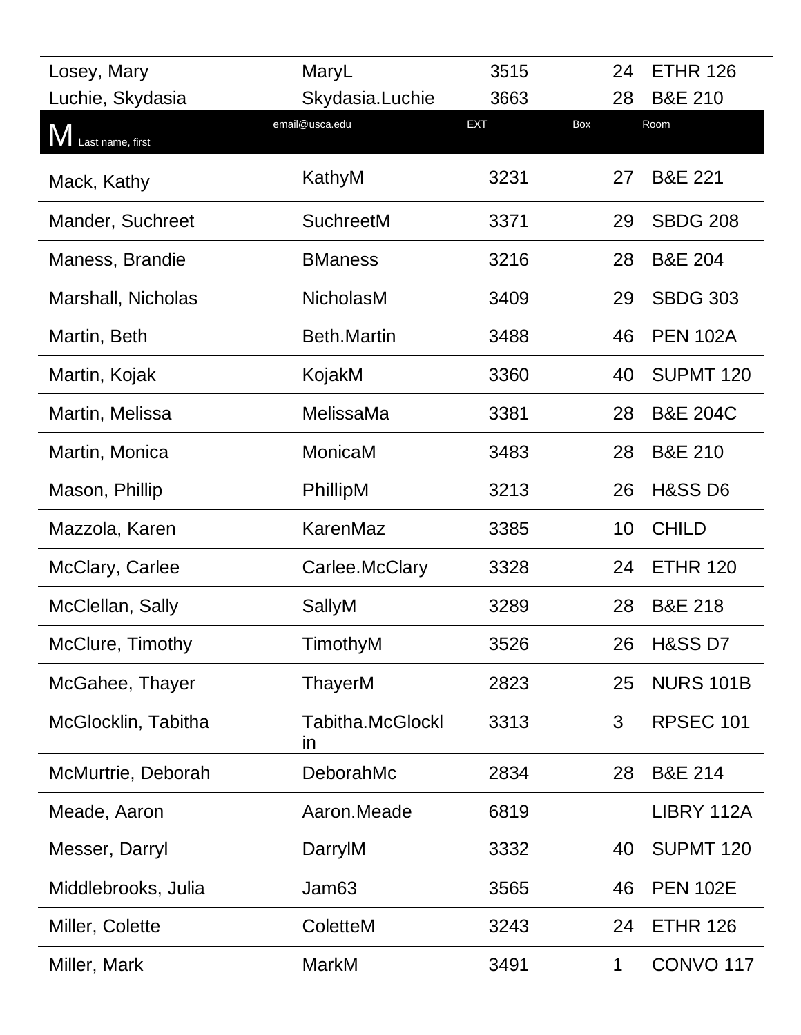| Losey, Mary | MaryL | 3515 | 24 | ETHR 126 |
|---|---|---|---|---|
| Luchie, Skydasia | Skydasia.Luchie | 3663 | 28 | B&E 210 |

## M

| Last name, first | email@usca.edu | EXT | Box | Room |
|---|---|---|---|---|
| Mack, Kathy | KathyM | 3231 | 27 | B&E 221 |
| Mander, Suchreet | SuchreetM | 3371 | 29 | SBDG 208 |
| Maness, Brandie | BManess | 3216 | 28 | B&E 204 |
| Marshall, Nicholas | NicholasM | 3409 | 29 | SBDG 303 |
| Martin, Beth | Beth.Martin | 3488 | 46 | PEN 102A |
| Martin, Kojak | KojakM | 3360 | 40 | SUPMT 120 |
| Martin, Melissa | MelissaMa | 3381 | 28 | B&E 204C |
| Martin, Monica | MonicaM | 3483 | 28 | B&E 210 |
| Mason, Phillip | PhillipM | 3213 | 26 | H&SS D6 |
| Mazzola, Karen | KarenMaz | 3385 | 10 | CHILD |
| McClary, Carlee | Carlee.McClary | 3328 | 24 | ETHR 120 |
| McClellan, Sally | SallyM | 3289 | 28 | B&E 218 |
| McClure, Timothy | TimothyM | 3526 | 26 | H&SS D7 |
| McGahee, Thayer | ThayerM | 2823 | 25 | NURS 101B |
| McGlocklin, Tabitha | Tabitha.McGlocklin | 3313 | 3 | RPSEC 101 |
| McMurtrie, Deborah | DeborahMc | 2834 | 28 | B&E 214 |
| Meade, Aaron | Aaron.Meade | 6819 | | LIBRY 112A |
| Messer, Darryl | DarrylM | 3332 | 40 | SUPMT 120 |
| Middlebrooks, Julia | Jam63 | 3565 | 46 | PEN 102E |
| Miller, Colette | ColetteM | 3243 | 24 | ETHR 126 |
| Miller, Mark | MarkM | 3491 | 1 | CONVO 117 |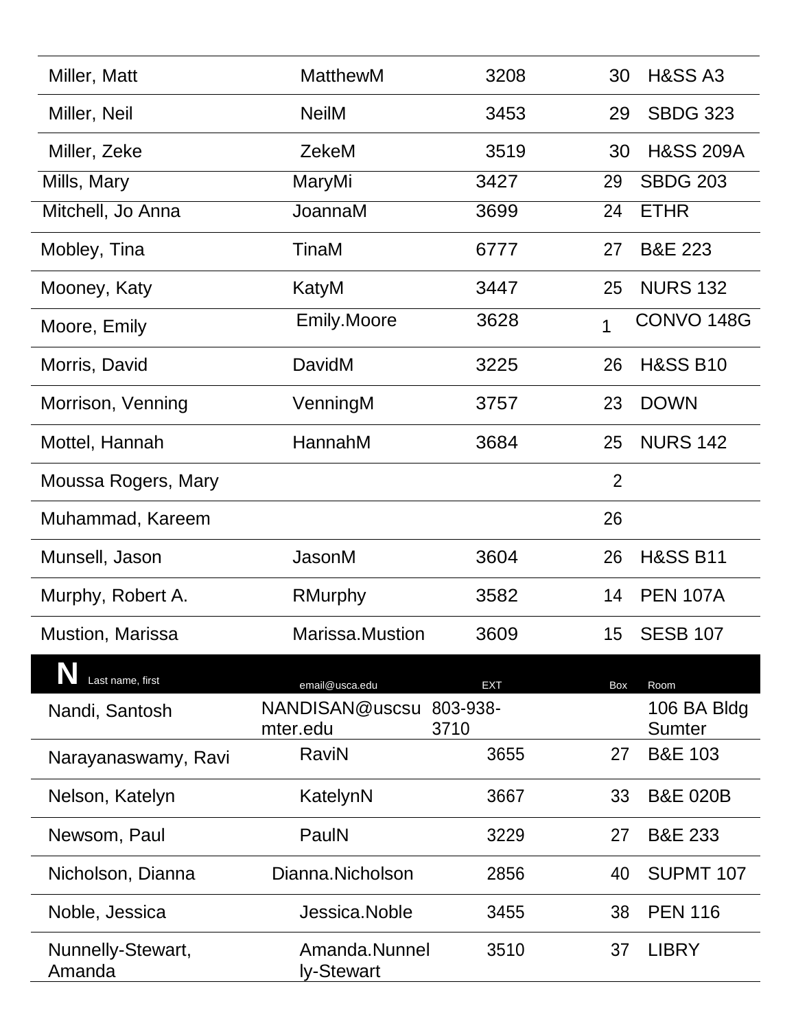| | | | | |
|---|---|---|---|---|
| Miller, Matt | MatthewM | 3208 | 30 | H&SS A3 |
| Miller, Neil | NeilM | 3453 | 29 | SBDG 323 |
| Miller, Zeke | ZekeM | 3519 | 30 | H&SS 209A |
| Mills, Mary | MaryMi | 3427 | 29 | SBDG 203 |
| Mitchell, Jo Anna | JoannaM | 3699 | 24 | ETHR |
| Mobley, Tina | TinaM | 6777 | 27 | B&E 223 |
| Mooney, Katy | KatyM | 3447 | 25 | NURS 132 |
| Moore, Emily | Emily.Moore | 3628 | 1 | CONVO 148G |
| Morris, David | DavidM | 3225 | 26 | H&SS B10 |
| Morrison, Venning | VenningM | 3757 | 23 | DOWN |
| Mottel, Hannah | HannahM | 3684 | 25 | NURS 142 |
| Moussa Rogers, Mary | | | 2 | |
| Muhammad, Kareem | | | 26 | |
| Munsell, Jason | JasonM | 3604 | 26 | H&SS B11 |
| Murphy, Robert A. | RMurphy | 3582 | 14 | PEN 107A |
| Mustion, Marissa | Marissa.Mustion | 3609 | 15 | SESB 107 |

| N Last name, first | email@usca.edu | EXT | Box | Room |
|---|---|---|---|---|
| Nandi, Santosh | NANDISAN@uscsumter.edu | 803-938-3710 | | 106 BA Bldg Sumter |
| Narayanaswamy, Ravi | RaviN | 3655 | 27 | B&E 103 |
| Nelson, Katelyn | KatelynN | 3667 | 33 | B&E 020B |
| Newsom, Paul | PaulN | 3229 | 27 | B&E 233 |
| Nicholson, Dianna | Dianna.Nicholson | 2856 | 40 | SUPMT 107 |
| Noble, Jessica | Jessica.Noble | 3455 | 38 | PEN 116 |
| Nunnelly-Stewart, Amanda | Amanda.Nunnelly-Stewart | 3510 | 37 | LIBRY |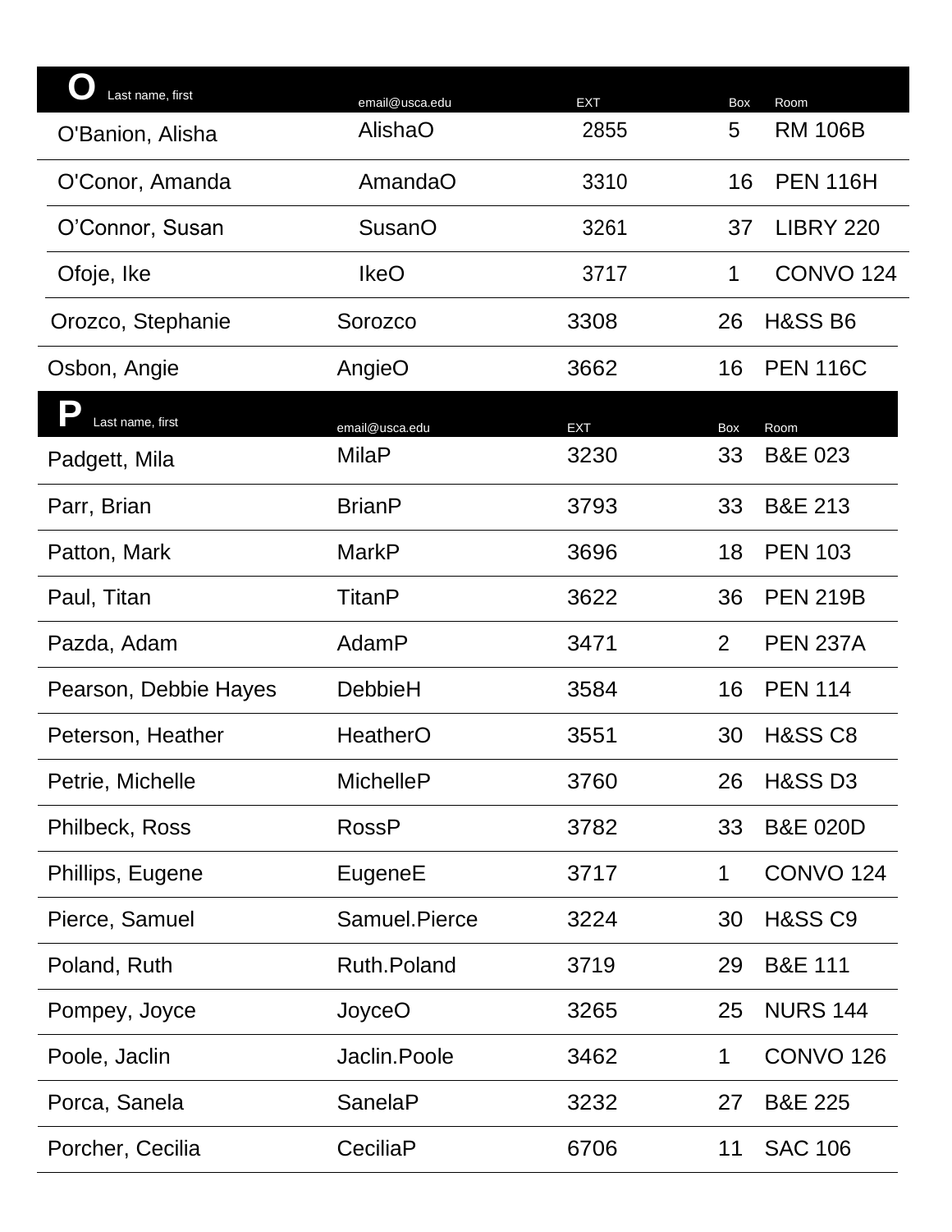| O Last name, first | email@usca.edu | EXT | Box | Room |
|---|---|---|---|---|
| O'Banion, Alisha | AlishaO | 2855 | 5 | RM 106B |
| O'Conor, Amanda | AmandaO | 3310 | 16 | PEN 116H |
| O’Connor, Susan | SusanO | 3261 | 37 | LIBRY 220 |
| Ofoje, Ike | IkeO | 3717 | 1 | CONVO 124 |
| Orozco, Stephanie | Sorozco | 3308 | 26 | H&SS B6 |
| Osbon, Angie | AngieO | 3662 | 16 | PEN 116C |

| P Last name, first | email@usca.edu | EXT | Box | Room |
|---|---|---|---|---|
| Padgett, Mila | MilaP | 3230 | 33 | B&E 023 |
| Parr, Brian | BrianP | 3793 | 33 | B&E 213 |
| Patton, Mark | MarkP | 3696 | 18 | PEN 103 |
| Paul, Titan | TitanP | 3622 | 36 | PEN 219B |
| Pazda, Adam | AdamP | 3471 | 2 | PEN 237A |
| Pearson, Debbie Hayes | DebbieH | 3584 | 16 | PEN 114 |
| Peterson, Heather | HeatherO | 3551 | 30 | H&SS C8 |
| Petrie, Michelle | MichelleP | 3760 | 26 | H&SS D3 |
| Philbeck, Ross | RossP | 3782 | 33 | B&E 020D |
| Phillips, Eugene | EugeneE | 3717 | 1 | CONVO 124 |
| Pierce, Samuel | Samuel.Pierce | 3224 | 30 | H&SS C9 |
| Poland, Ruth | Ruth.Poland | 3719 | 29 | B&E 111 |
| Pompey, Joyce | JoyceO | 3265 | 25 | NURS 144 |
| Poole, Jaclin | Jaclin.Poole | 3462 | 1 | CONVO 126 |
| Porca, Sanela | SanelaP | 3232 | 27 | B&E 225 |
| Porcher, Cecilia | CeciliaP | 6706 | 11 | SAC 106 |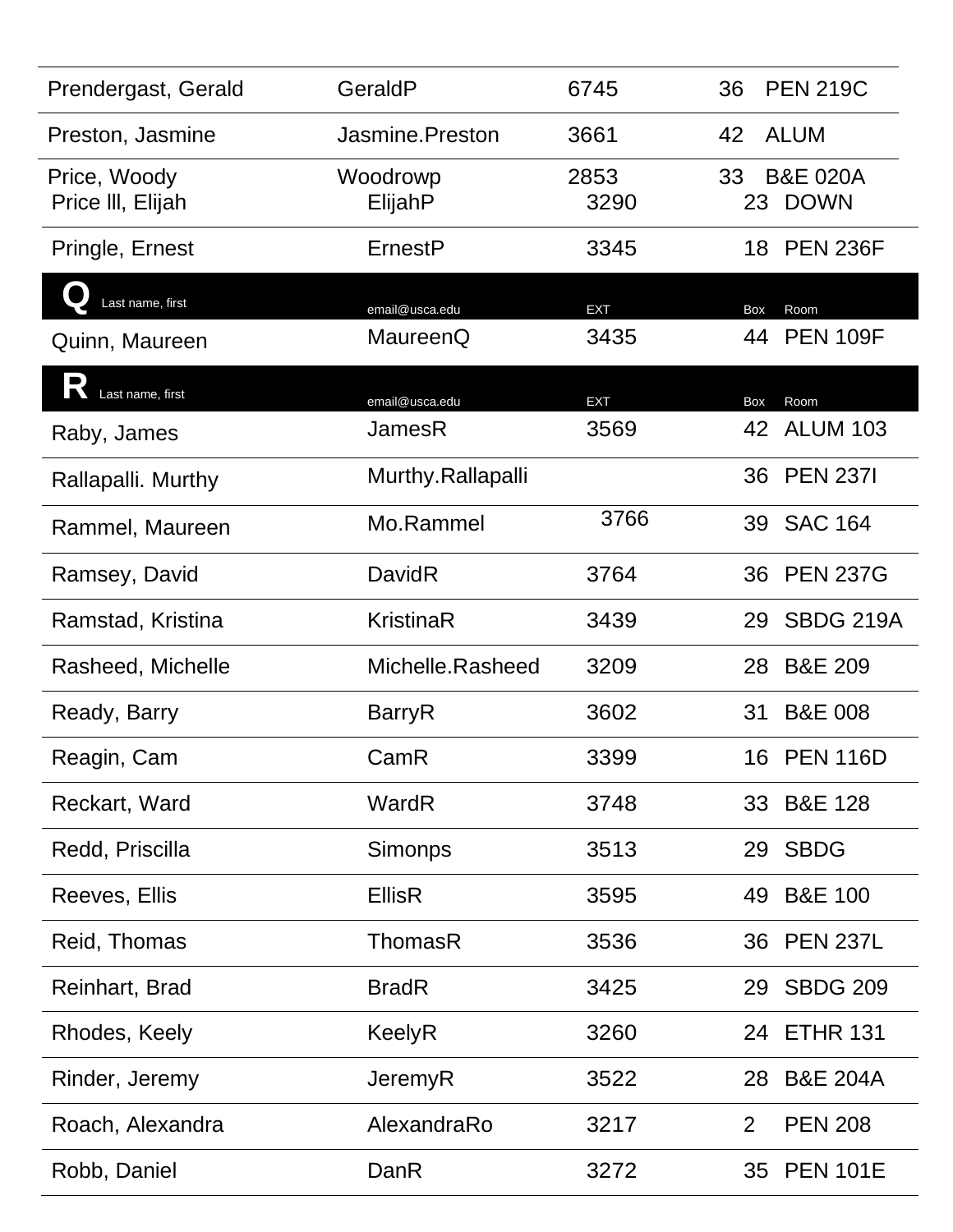| Last name, first | email@usca.edu | EXT | Box | Room |
|---|---|---|---|---|
| Prendergast, Gerald | GeraldP | 6745 | 36 | PEN 219C |
| Preston, Jasmine | Jasmine.Preston | 3661 | 42 | ALUM |
| Price, Woody | Woodrowp | 2853 | 33 | B&E 020A |
| Price lll, Elijah | ElijahP | 3290 | 23 | DOWN |
| Pringle, Ernest | ErnestP | 3345 | 18 | PEN 236F |

## Q

| Last name, first | email@usca.edu | EXT | Box | Room |
|---|---|---|---|---|
| Quinn, Maureen | MaureenQ | 3435 | 44 | PEN 109F |

## R

| Last name, first | email@usca.edu | EXT | Box | Room |
|---|---|---|---|---|
| Raby, James | JamesR | 3569 | 42 | ALUM 103 |
| Rallapalli. Murthy | Murthy.Rallapalli | | 36 | PEN 237I |
| Rammel, Maureen | Mo.Rammel | 3766 | 39 | SAC 164 |
| Ramsey, David | DavidR | 3764 | 36 | PEN 237G |
| Ramstad, Kristina | KristinaR | 3439 | 29 | SBDG 219A |
| Rasheed, Michelle | Michelle.Rasheed | 3209 | 28 | B&E 209 |
| Ready, Barry | BarryR | 3602 | 31 | B&E 008 |
| Reagin, Cam | CamR | 3399 | 16 | PEN 116D |
| Reckart, Ward | WardR | 3748 | 33 | B&E 128 |
| Redd, Priscilla | Simonps | 3513 | 29 | SBDG |
| Reeves, Ellis | EllisR | 3595 | 49 | B&E 100 |
| Reid, Thomas | ThomasR | 3536 | 36 | PEN 237L |
| Reinhart, Brad | BradR | 3425 | 29 | SBDG 209 |
| Rhodes, Keely | KeelyR | 3260 | 24 | ETHR 131 |
| Rinder, Jeremy | JeremyR | 3522 | 28 | B&E 204A |
| Roach, Alexandra | AlexandraRo | 3217 | 2 | PEN 208 |
| Robb, Daniel | DanR | 3272 | 35 | PEN 101E |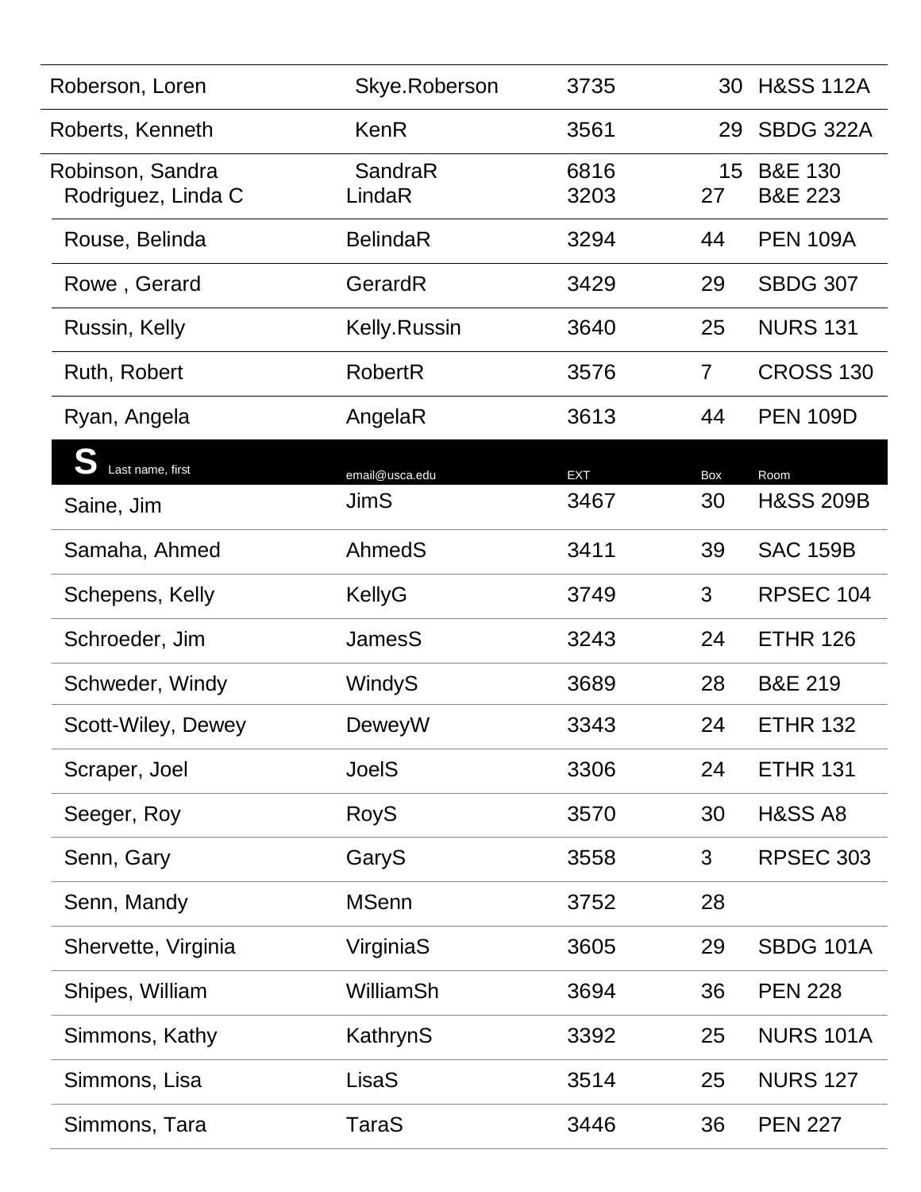| Last name, first | email@usca.edu | EXT | Box | Room |
|---|---|---|---|---|
| Roberson, Loren | Skye.Roberson | 3735 | 30 | H&SS 112A |
| Roberts, Kenneth | KenR | 3561 | 29 | SBDG 322A |
| Robinson, Sandra | SandraR | 6816 | 15 | B&E 130 |
| Rodriguez, Linda C | LindaR | 3203 | 27 | B&E 223 |
| Rouse, Belinda | BelindaR | 3294 | 44 | PEN 109A |
| Rowe , Gerard | GerardR | 3429 | 29 | SBDG 307 |
| Russin, Kelly | Kelly.Russin | 3640 | 25 | NURS 131 |
| Ruth, Robert | RobertR | 3576 | 7 | CROSS 130 |
| Ryan, Angela | AngelaR | 3613 | 44 | PEN 109D |

## S

| Last name, first | email@usca.edu | EXT | Box | Room |
|---|---|---|---|---|
| Saine, Jim | JimS | 3467 | 30 | H&SS 209B |
| Samaha, Ahmed | AhmedS | 3411 | 39 | SAC 159B |
| Schepens, Kelly | KellyG | 3749 | 3 | RPSEC 104 |
| Schroeder, Jim | JamesS | 3243 | 24 | ETHR 126 |
| Schweder, Windy | WindyS | 3689 | 28 | B&E 219 |
| Scott-Wiley, Dewey | DeweyW | 3343 | 24 | ETHR 132 |
| Scraper, Joel | JoelS | 3306 | 24 | ETHR 131 |
| Seeger, Roy | RoyS | 3570 | 30 | H&SS A8 |
| Senn, Gary | GaryS | 3558 | 3 | RPSEC 303 |
| Senn, Mandy | MSenn | 3752 | 28 | |
| Shervette, Virginia | VirginiaS | 3605 | 29 | SBDG 101A |
| Shipes, William | WilliamSh | 3694 | 36 | PEN 228 |
| Simmons, Kathy | KathrynS | 3392 | 25 | NURS 101A |
| Simmons, Lisa | LisaS | 3514 | 25 | NURS 127 |
| Simmons, Tara | TaraS | 3446 | 36 | PEN 227 |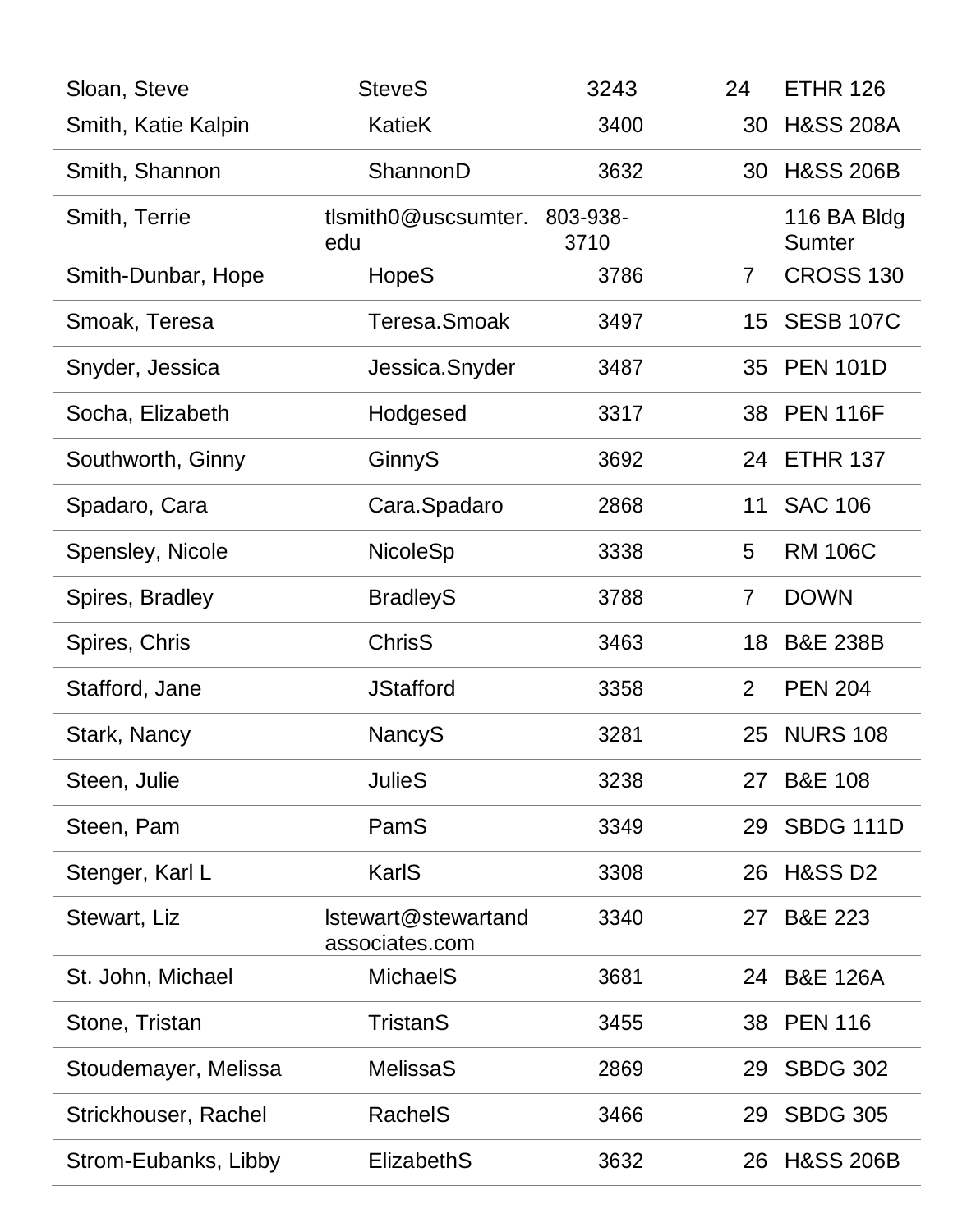| | | | | |
|---|---|---|---|---|
| Sloan, Steve | SteveS | 3243 | 24 | ETHR 126 |
| Smith, Katie Kalpin | KatieK | 3400 | 30 | H&SS 208A |
| Smith, Shannon | ShannonD | 3632 | 30 | H&SS 206B |
| Smith, Terrie | tlsmith0@uscsumter.edu | 803-938-3710 | | 116 BA Bldg Sumter |
| Smith-Dunbar, Hope | HopeS | 3786 | 7 | CROSS 130 |
| Smoak, Teresa | Teresa.Smoak | 3497 | 15 | SESB 107C |
| Snyder, Jessica | Jessica.Snyder | 3487 | 35 | PEN 101D |
| Socha, Elizabeth | Hodgesed | 3317 | 38 | PEN 116F |
| Southworth, Ginny | GinnyS | 3692 | 24 | ETHR 137 |
| Spadaro, Cara | Cara.Spadaro | 2868 | 11 | SAC 106 |
| Spensley, Nicole | NicoleSp | 3338 | 5 | RM 106C |
| Spires, Bradley | BradleyS | 3788 | 7 | DOWN |
| Spires, Chris | ChrisS | 3463 | 18 | B&E 238B |
| Stafford, Jane | JStafford | 3358 | 2 | PEN 204 |
| Stark, Nancy | NancyS | 3281 | 25 | NURS 108 |
| Steen, Julie | JulieS | 3238 | 27 | B&E 108 |
| Steen, Pam | PamS | 3349 | 29 | SBDG 111D |
| Stenger, Karl L | KarlS | 3308 | 26 | H&SS D2 |
| Stewart, Liz | lstewart@stewartandassociates.com | 3340 | 27 | B&E 223 |
| St. John, Michael | MichaelS | 3681 | 24 | B&E 126A |
| Stone, Tristan | TristanS | 3455 | 38 | PEN 116 |
| Stoudemayer, Melissa | MelissaS | 2869 | 29 | SBDG 302 |
| Strickhouser, Rachel | RachelS | 3466 | 29 | SBDG 305 |
| Strom-Eubanks, Libby | ElizabethS | 3632 | 26 | H&SS 206B |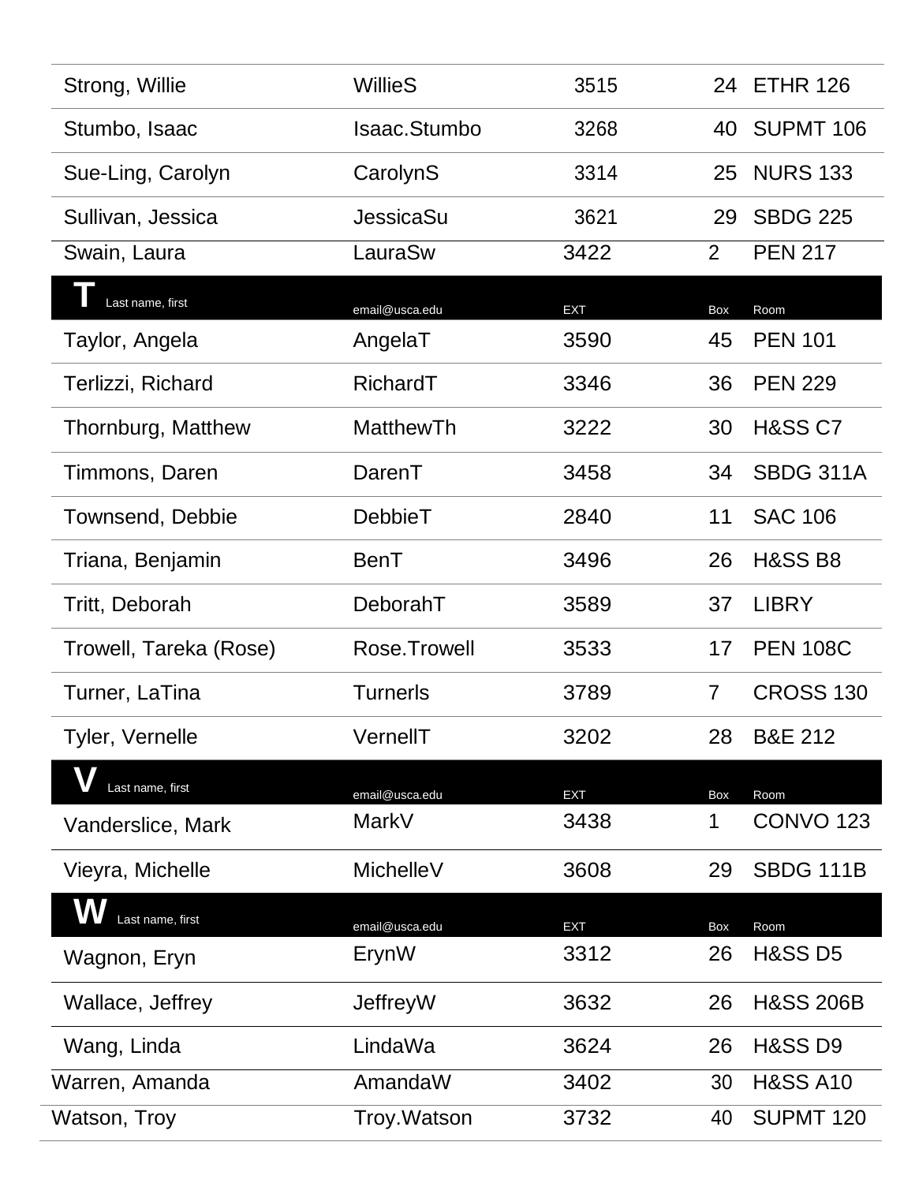| Last name, first | email@usca.edu | EXT | Box | Room |
|---|---|---|---|---|
| Strong, Willie | WillieS | 3515 | 24 | ETHR 126 |
| Stumbo, Isaac | Isaac.Stumbo | 3268 | 40 | SUPMT 106 |
| Sue-Ling, Carolyn | CarolynS | 3314 | 25 | NURS 133 |
| Sullivan, Jessica | JessicaSu | 3621 | 29 | SBDG 225 |
| Swain, Laura | LauraSw | 3422 | 2 | PEN 217 |

## T

| Last name, first | email@usca.edu | EXT | Box | Room |
|---|---|---|---|---|
| Taylor, Angela | AngelaT | 3590 | 45 | PEN 101 |
| Terlizzi, Richard | RichardT | 3346 | 36 | PEN 229 |
| Thornburg, Matthew | MatthewTh | 3222 | 30 | H&SS C7 |
| Timmons, Daren | DarenT | 3458 | 34 | SBDG 311A |
| Townsend, Debbie | DebbieT | 2840 | 11 | SAC 106 |
| Triana, Benjamin | BenT | 3496 | 26 | H&SS B8 |
| Tritt, Deborah | DeborahT | 3589 | 37 | LIBRY |
| Trowell, Tareka (Rose) | Rose.Trowell | 3533 | 17 | PEN 108C |
| Turner, LaTina | Turnerls | 3789 | 7 | CROSS 130 |
| Tyler, Vernelle | VernellT | 3202 | 28 | B&E 212 |

## V

| Last name, first | email@usca.edu | EXT | Box | Room |
|---|---|---|---|---|
| Vanderslice, Mark | MarkV | 3438 | 1 | CONVO 123 |
| Vieyra, Michelle | MichelleV | 3608 | 29 | SBDG 111B |

## W

| Last name, first | email@usca.edu | EXT | Box | Room |
|---|---|---|---|---|
| Wagnon, Eryn | ErynW | 3312 | 26 | H&SS D5 |
| Wallace, Jeffrey | JeffreyW | 3632 | 26 | H&SS 206B |
| Wang, Linda | LindaWa | 3624 | 26 | H&SS D9 |
| Warren, Amanda | AmandaW | 3402 | 30 | H&SS A10 |
| Watson, Troy | Troy.Watson | 3732 | 40 | SUPMT 120 |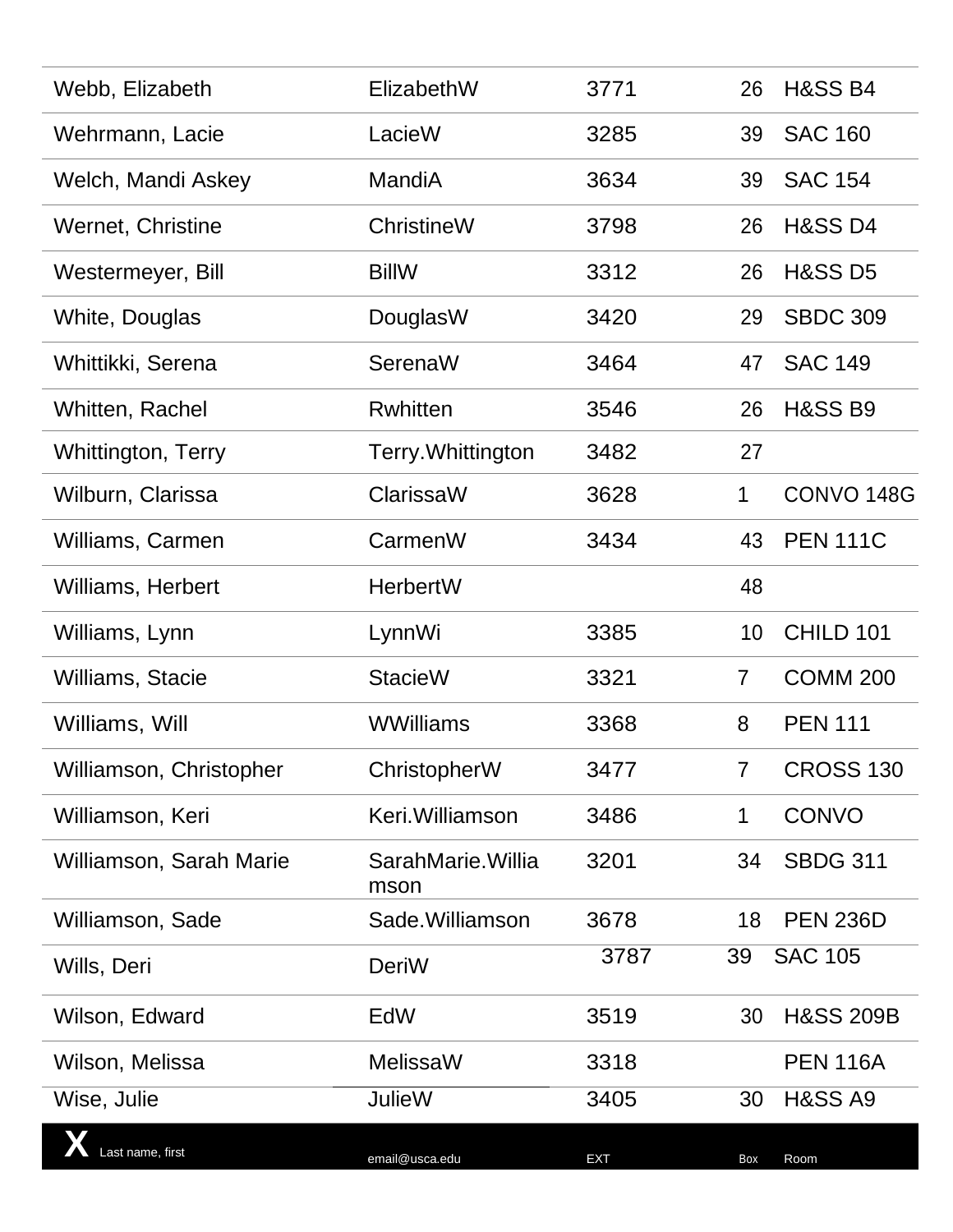| X Last name, first | email@usca.edu | EXT | Box | Room |
|---|---|---|---|---|
| Webb, Elizabeth | ElizabethW | 3771 | 26 | H&SS B4 |
| Wehrmann, Lacie | LacieW | 3285 | 39 | SAC 160 |
| Welch, Mandi Askey | MandiA | 3634 | 39 | SAC 154 |
| Wernet, Christine | ChristineW | 3798 | 26 | H&SS D4 |
| Westermeyer, Bill | BillW | 3312 | 26 | H&SS D5 |
| White, Douglas | DouglasW | 3420 | 29 | SBDC 309 |
| Whittikki, Serena | SerenaW | 3464 | 47 | SAC 149 |
| Whitten, Rachel | Rwhitten | 3546 | 26 | H&SS B9 |
| Whittington, Terry | Terry.Whittington | 3482 | 27 | |
| Wilburn, Clarissa | ClarissaW | 3628 | 1 | CONVO 148G |
| Williams, Carmen | CarmenW | 3434 | 43 | PEN 111C |
| Williams, Herbert | HerbertW | | 48 | |
| Williams, Lynn | LynnWi | 3385 | 10 | CHILD 101 |
| Williams, Stacie | StacieW | 3321 | 7 | COMM 200 |
| Williams, Will | WWilliams | 3368 | 8 | PEN 111 |
| Williamson, Christopher | ChristopherW | 3477 | 7 | CROSS 130 |
| Williamson, Keri | Keri.Williamson | 3486 | 1 | CONVO |
| Williamson, Sarah Marie | SarahMarie.Williamson | 3201 | 34 | SBDG 311 |
| Williamson, Sade | Sade.Williamson | 3678 | 18 | PEN 236D |
| Wills, Deri | DeriW | 3787 | 39 | SAC 105 |
| Wilson, Edward | EdW | 3519 | 30 | H&SS 209B |
| Wilson, Melissa | MelissaW | 3318 | | PEN 116A |
| Wise, Julie | JulieW | 3405 | 30 | H&SS A9 |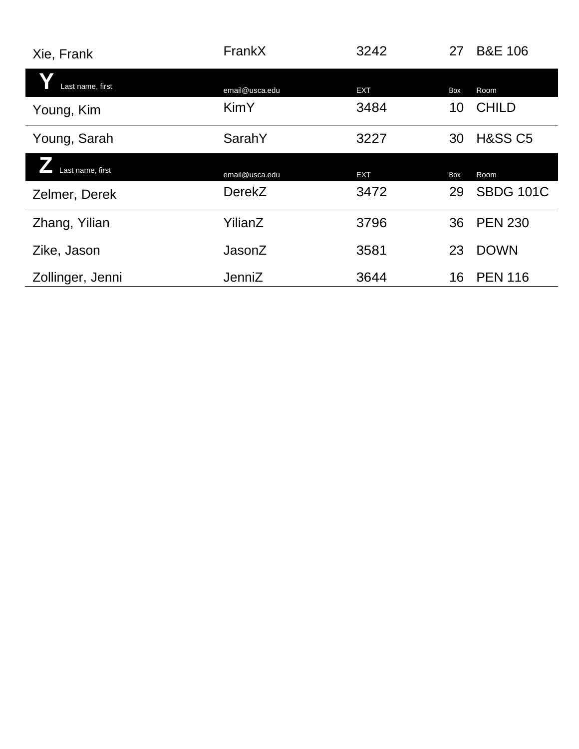| | | | | |
|---|---|---|---|---|
| Xie, Frank | FrankX | 3242 | 27 | B&E 106 |
| **Y** Last name, first | email@usca.edu | EXT | Box | Room |
| Young, Kim | KimY | 3484 | 10 | CHILD |
| Young, Sarah | SarahY | 3227 | 30 | H&SS C5 |
| **Z** Last name, first | email@usca.edu | EXT | Box | Room |
| Zelmer, Derek | DerekZ | 3472 | 29 | SBDG 101C |
| Zhang, Yilian | YilianZ | 3796 | 36 | PEN 230 |
| Zike, Jason | JasonZ | 3581 | 23 | DOWN |
| Zollinger, Jenni | JenniZ | 3644 | 16 | PEN 116 |